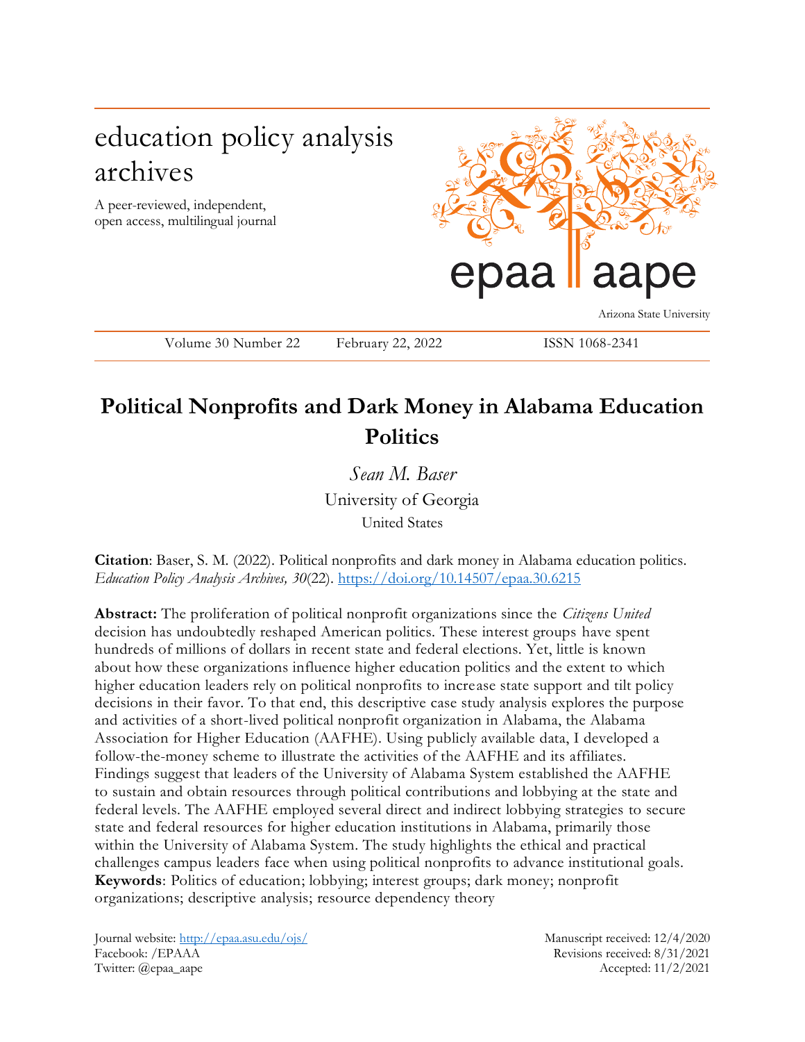education policy analysis archives

A peer-reviewed, independent, open access, multilingual journal

epaa aape

Arizona State University

Volume 30 Number 22 February 22, 2022 ISSN 1068-2341

# Political Nonprofits and Dark Money in Alabama Education Politics

*Sean M. Baser*
University of Georgia
United States

**Citation**: Baser, S. M. (2022). Political nonprofits and dark money in Alabama education politics. *Education Policy Analysis Archives, 30*(22). https://doi.org/10.14507/epaa.30.6215

**Abstract:** The proliferation of political nonprofit organizations since the *Citizens United* decision has undoubtedly reshaped American politics. These interest groups have spent hundreds of millions of dollars in recent state and federal elections. Yet, little is known about how these organizations influence higher education politics and the extent to which higher education leaders rely on political nonprofits to increase state support and tilt policy decisions in their favor. To that end, this descriptive case study analysis explores the purpose and activities of a short-lived political nonprofit organization in Alabama, the Alabama Association for Higher Education (AAFHE). Using publicly available data, I developed a follow-the-money scheme to illustrate the activities of the AAFHE and its affiliates. Findings suggest that leaders of the University of Alabama System established the AAFHE to sustain and obtain resources through political contributions and lobbying at the state and federal levels. The AAFHE employed several direct and indirect lobbying strategies to secure state and federal resources for higher education institutions in Alabama, primarily those within the University of Alabama System. The study highlights the ethical and practical challenges campus leaders face when using political nonprofits to advance institutional goals.
**Keywords**: Politics of education; lobbying; interest groups; dark money; nonprofit organizations; descriptive analysis; resource dependency theory

Journal website: http://epaa.asu.edu/ojs/
Facebook: /EPAAA
Twitter: @epaa_aape

Manuscript received: 12/4/2020
Revisions received: 8/31/2021
Accepted: 11/2/2021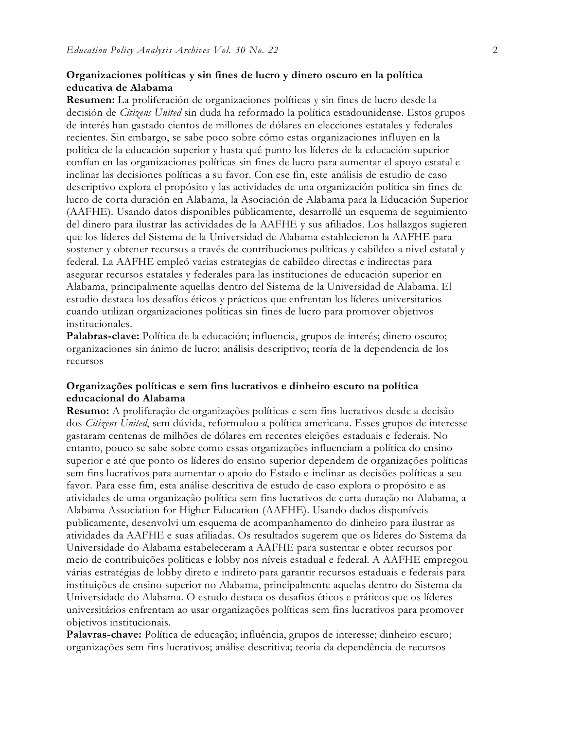## Organizaciones políticas y sin fines de lucro y dinero oscuro en la política educativa de Alabama

**Resumen:** La proliferación de organizaciones políticas y sin fines de lucro desde la decisión de *Citizens United* sin duda ha reformado la política estadounidense. Estos grupos de interés han gastado cientos de millones de dólares en elecciones estatales y federales recientes. Sin embargo, se sabe poco sobre cómo estas organizaciones influyen en la política de la educación superior y hasta qué punto los líderes de la educación superior confían en las organizaciones políticas sin fines de lucro para aumentar el apoyo estatal e inclinar las decisiones políticas a su favor. Con ese fin, este análisis de estudio de caso descriptivo explora el propósito y las actividades de una organización política sin fines de lucro de corta duración en Alabama, la Asociación de Alabama para la Educación Superior (AAFHE). Usando datos disponibles públicamente, desarrollé un esquema de seguimiento del dinero para ilustrar las actividades de la AAFHE y sus afiliados. Los hallazgos sugieren que los líderes del Sistema de la Universidad de Alabama establecieron la AAFHE para sostener y obtener recursos a través de contribuciones políticas y cabildeo a nivel estatal y federal. La AAFHE empleó varias estrategias de cabildeo directas e indirectas para asegurar recursos estatales y federales para las instituciones de educación superior en Alabama, principalmente aquellas dentro del Sistema de la Universidad de Alabama. El estudio destaca los desafíos éticos y prácticos que enfrentan los líderes universitarios cuando utilizan organizaciones políticas sin fines de lucro para promover objetivos institucionales.

**Palabras-clave:** Política de la educación; influencia, grupos de interés; dinero oscuro; organizaciones sin ánimo de lucro; análisis descriptivo; teoría de la dependencia de los recursos

## Organizações políticas e sem fins lucrativos e dinheiro escuro na política educacional do Alabama

**Resumo:** A proliferação de organizações políticas e sem fins lucrativos desde a decisão dos *Citizens United*, sem dúvida, reformulou a política americana. Esses grupos de interesse gastaram centenas de milhões de dólares em recentes eleições estaduais e federais. No entanto, pouco se sabe sobre como essas organizações influenciam a política do ensino superior e até que ponto os líderes do ensino superior dependem de organizações políticas sem fins lucrativos para aumentar o apoio do Estado e inclinar as decisões políticas a seu favor. Para esse fim, esta análise descritiva de estudo de caso explora o propósito e as atividades de uma organização política sem fins lucrativos de curta duração no Alabama, a Alabama Association for Higher Education (AAFHE). Usando dados disponíveis publicamente, desenvolvi um esquema de acompanhamento do dinheiro para ilustrar as atividades da AAFHE e suas afiliadas. Os resultados sugerem que os líderes do Sistema da Universidade do Alabama estabeleceram a AAFHE para sustentar e obter recursos por meio de contribuições políticas e lobby nos níveis estadual e federal. A AAFHE empregou várias estratégias de lobby direto e indireto para garantir recursos estaduais e federais para instituições de ensino superior no Alabama, principalmente aquelas dentro do Sistema da Universidade do Alabama. O estudo destaca os desafios éticos e práticos que os líderes universitários enfrentam ao usar organizações políticas sem fins lucrativos para promover objetivos institucionais.

**Palavras-chave:** Política de educação; influência, grupos de interesse; dinheiro escuro; organizações sem fins lucrativos; análise descritiva; teoria da dependência de recursos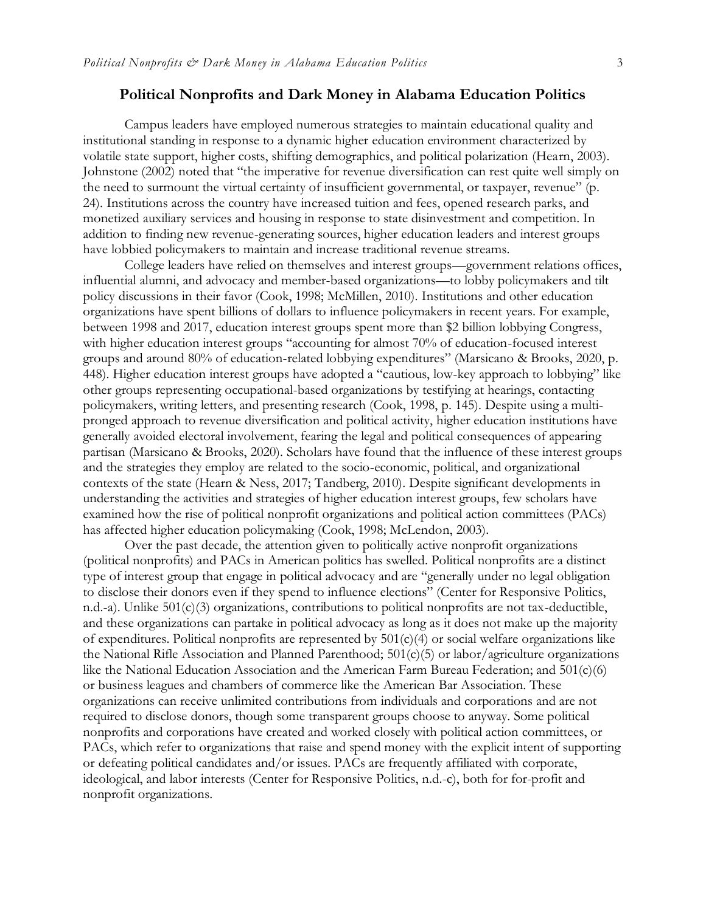## Political Nonprofits and Dark Money in Alabama Education Politics

Campus leaders have employed numerous strategies to maintain educational quality and institutional standing in response to a dynamic higher education environment characterized by volatile state support, higher costs, shifting demographics, and political polarization (Hearn, 2003). Johnstone (2002) noted that "the imperative for revenue diversification can rest quite well simply on the need to surmount the virtual certainty of insufficient governmental, or taxpayer, revenue" (p. 24). Institutions across the country have increased tuition and fees, opened research parks, and monetized auxiliary services and housing in response to state disinvestment and competition. In addition to finding new revenue-generating sources, higher education leaders and interest groups have lobbied policymakers to maintain and increase traditional revenue streams.

College leaders have relied on themselves and interest groups—government relations offices, influential alumni, and advocacy and member-based organizations—to lobby policymakers and tilt policy discussions in their favor (Cook, 1998; McMillen, 2010). Institutions and other education organizations have spent billions of dollars to influence policymakers in recent years. For example, between 1998 and 2017, education interest groups spent more than $2 billion lobbying Congress, with higher education interest groups "accounting for almost 70% of education-focused interest groups and around 80% of education-related lobbying expenditures" (Marsicano & Brooks, 2020, p. 448). Higher education interest groups have adopted a "cautious, low-key approach to lobbying" like other groups representing occupational-based organizations by testifying at hearings, contacting policymakers, writing letters, and presenting research (Cook, 1998, p. 145). Despite using a multi-pronged approach to revenue diversification and political activity, higher education institutions have generally avoided electoral involvement, fearing the legal and political consequences of appearing partisan (Marsicano & Brooks, 2020). Scholars have found that the influence of these interest groups and the strategies they employ are related to the socio-economic, political, and organizational contexts of the state (Hearn & Ness, 2017; Tandberg, 2010). Despite significant developments in understanding the activities and strategies of higher education interest groups, few scholars have examined how the rise of political nonprofit organizations and political action committees (PACs) has affected higher education policymaking (Cook, 1998; McLendon, 2003).

Over the past decade, the attention given to politically active nonprofit organizations (political nonprofits) and PACs in American politics has swelled. Political nonprofits are a distinct type of interest group that engage in political advocacy and are "generally under no legal obligation to disclose their donors even if they spend to influence elections" (Center for Responsive Politics, n.d.-a). Unlike 501(c)(3) organizations, contributions to political nonprofits are not tax-deductible, and these organizations can partake in political advocacy as long as it does not make up the majority of expenditures. Political nonprofits are represented by 501(c)(4) or social welfare organizations like the National Rifle Association and Planned Parenthood; 501(c)(5) or labor/agriculture organizations like the National Education Association and the American Farm Bureau Federation; and 501(c)(6) or business leagues and chambers of commerce like the American Bar Association. These organizations can receive unlimited contributions from individuals and corporations and are not required to disclose donors, though some transparent groups choose to anyway. Some political nonprofits and corporations have created and worked closely with political action committees, or PACs, which refer to organizations that raise and spend money with the explicit intent of supporting or defeating political candidates and/or issues. PACs are frequently affiliated with corporate, ideological, and labor interests (Center for Responsive Politics, n.d.-c), both for for-profit and nonprofit organizations.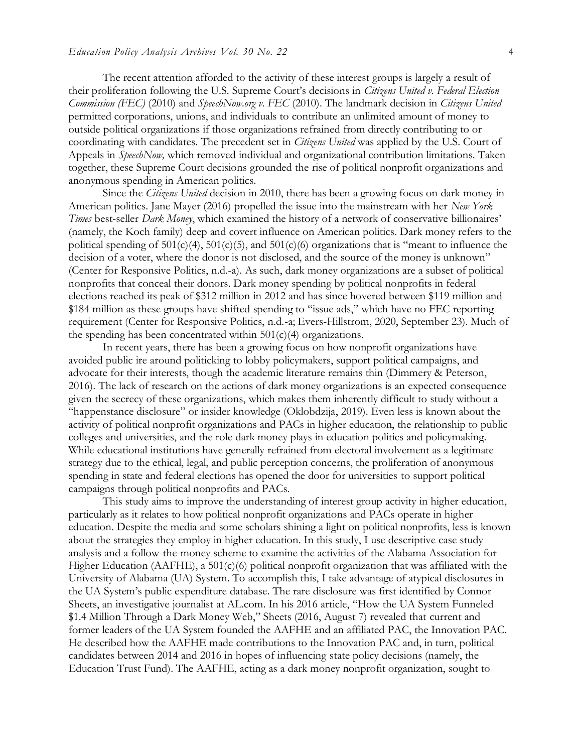The recent attention afforded to the activity of these interest groups is largely a result of their proliferation following the U.S. Supreme Court's decisions in *Citizens United v. Federal Election Commission (FEC)* (2010) and *SpeechNow.org v. FEC* (2010). The landmark decision in *Citizens United* permitted corporations, unions, and individuals to contribute an unlimited amount of money to outside political organizations if those organizations refrained from directly contributing to or coordinating with candidates. The precedent set in *Citizens United* was applied by the U.S. Court of Appeals in *SpeechNow,* which removed individual and organizational contribution limitations. Taken together, these Supreme Court decisions grounded the rise of political nonprofit organizations and anonymous spending in American politics.

Since the *Citizens United* decision in 2010, there has been a growing focus on dark money in American politics. Jane Mayer (2016) propelled the issue into the mainstream with her *New York Times* best-seller *Dark Money*, which examined the history of a network of conservative billionaires' (namely, the Koch family) deep and covert influence on American politics. Dark money refers to the political spending of 501(c)(4), 501(c)(5), and 501(c)(6) organizations that is "meant to influence the decision of a voter, where the donor is not disclosed, and the source of the money is unknown" (Center for Responsive Politics, n.d.-a). As such, dark money organizations are a subset of political nonprofits that conceal their donors. Dark money spending by political nonprofits in federal elections reached its peak of $312 million in 2012 and has since hovered between $119 million and $184 million as these groups have shifted spending to "issue ads," which have no FEC reporting requirement (Center for Responsive Politics, n.d.-a; Evers-Hillstrom, 2020, September 23). Much of the spending has been concentrated within 501(c)(4) organizations.

In recent years, there has been a growing focus on how nonprofit organizations have avoided public ire around politicking to lobby policymakers, support political campaigns, and advocate for their interests, though the academic literature remains thin (Dimmery & Peterson, 2016). The lack of research on the actions of dark money organizations is an expected consequence given the secrecy of these organizations, which makes them inherently difficult to study without a "happenstance disclosure" or insider knowledge (Oklobdzija, 2019). Even less is known about the activity of political nonprofit organizations and PACs in higher education, the relationship to public colleges and universities, and the role dark money plays in education politics and policymaking. While educational institutions have generally refrained from electoral involvement as a legitimate strategy due to the ethical, legal, and public perception concerns, the proliferation of anonymous spending in state and federal elections has opened the door for universities to support political campaigns through political nonprofits and PACs.

This study aims to improve the understanding of interest group activity in higher education, particularly as it relates to how political nonprofit organizations and PACs operate in higher education. Despite the media and some scholars shining a light on political nonprofits, less is known about the strategies they employ in higher education. In this study, I use descriptive case study analysis and a follow-the-money scheme to examine the activities of the Alabama Association for Higher Education (AAFHE), a 501(c)(6) political nonprofit organization that was affiliated with the University of Alabama (UA) System. To accomplish this, I take advantage of atypical disclosures in the UA System's public expenditure database. The rare disclosure was first identified by Connor Sheets, an investigative journalist at AL.com. In his 2016 article, "How the UA System Funneled $1.4 Million Through a Dark Money Web," Sheets (2016, August 7) revealed that current and former leaders of the UA System founded the AAFHE and an affiliated PAC, the Innovation PAC. He described how the AAFHE made contributions to the Innovation PAC and, in turn, political candidates between 2014 and 2016 in hopes of influencing state policy decisions (namely, the Education Trust Fund). The AAFHE, acting as a dark money nonprofit organization, sought to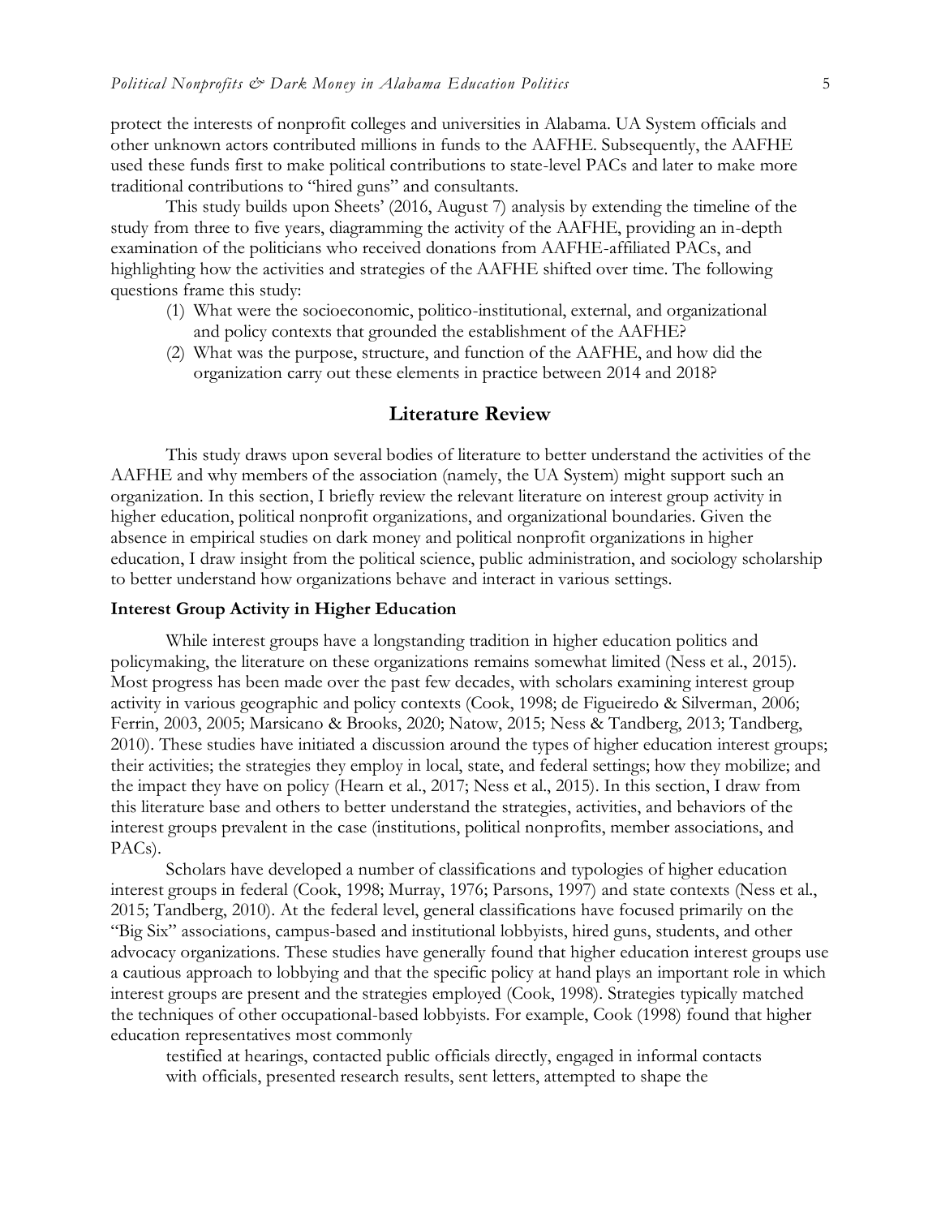protect the interests of nonprofit colleges and universities in Alabama. UA System officials and other unknown actors contributed millions in funds to the AAFHE. Subsequently, the AAFHE used these funds first to make political contributions to state-level PACs and later to make more traditional contributions to "hired guns" and consultants.

This study builds upon Sheets' (2016, August 7) analysis by extending the timeline of the study from three to five years, diagramming the activity of the AAFHE, providing an in-depth examination of the politicians who received donations from AAFHE-affiliated PACs, and highlighting how the activities and strategies of the AAFHE shifted over time. The following questions frame this study:

(1) What were the socioeconomic, politico-institutional, external, and organizational and policy contexts that grounded the establishment of the AAFHE?
(2) What was the purpose, structure, and function of the AAFHE, and how did the organization carry out these elements in practice between 2014 and 2018?

## Literature Review

This study draws upon several bodies of literature to better understand the activities of the AAFHE and why members of the association (namely, the UA System) might support such an organization. In this section, I briefly review the relevant literature on interest group activity in higher education, political nonprofit organizations, and organizational boundaries. Given the absence in empirical studies on dark money and political nonprofit organizations in higher education, I draw insight from the political science, public administration, and sociology scholarship to better understand how organizations behave and interact in various settings.

### Interest Group Activity in Higher Education

While interest groups have a longstanding tradition in higher education politics and policymaking, the literature on these organizations remains somewhat limited (Ness et al., 2015). Most progress has been made over the past few decades, with scholars examining interest group activity in various geographic and policy contexts (Cook, 1998; de Figueiredo & Silverman, 2006; Ferrin, 2003, 2005; Marsicano & Brooks, 2020; Natow, 2015; Ness & Tandberg, 2013; Tandberg, 2010). These studies have initiated a discussion around the types of higher education interest groups; their activities; the strategies they employ in local, state, and federal settings; how they mobilize; and the impact they have on policy (Hearn et al., 2017; Ness et al., 2015). In this section, I draw from this literature base and others to better understand the strategies, activities, and behaviors of the interest groups prevalent in the case (institutions, political nonprofits, member associations, and PACs).

Scholars have developed a number of classifications and typologies of higher education interest groups in federal (Cook, 1998; Murray, 1976; Parsons, 1997) and state contexts (Ness et al., 2015; Tandberg, 2010). At the federal level, general classifications have focused primarily on the "Big Six" associations, campus-based and institutional lobbyists, hired guns, students, and other advocacy organizations. These studies have generally found that higher education interest groups use a cautious approach to lobbying and that the specific policy at hand plays an important role in which interest groups are present and the strategies employed (Cook, 1998). Strategies typically matched the techniques of other occupational-based lobbyists. For example, Cook (1998) found that higher education representatives most commonly

> testified at hearings, contacted public officials directly, engaged in informal contacts with officials, presented research results, sent letters, attempted to shape the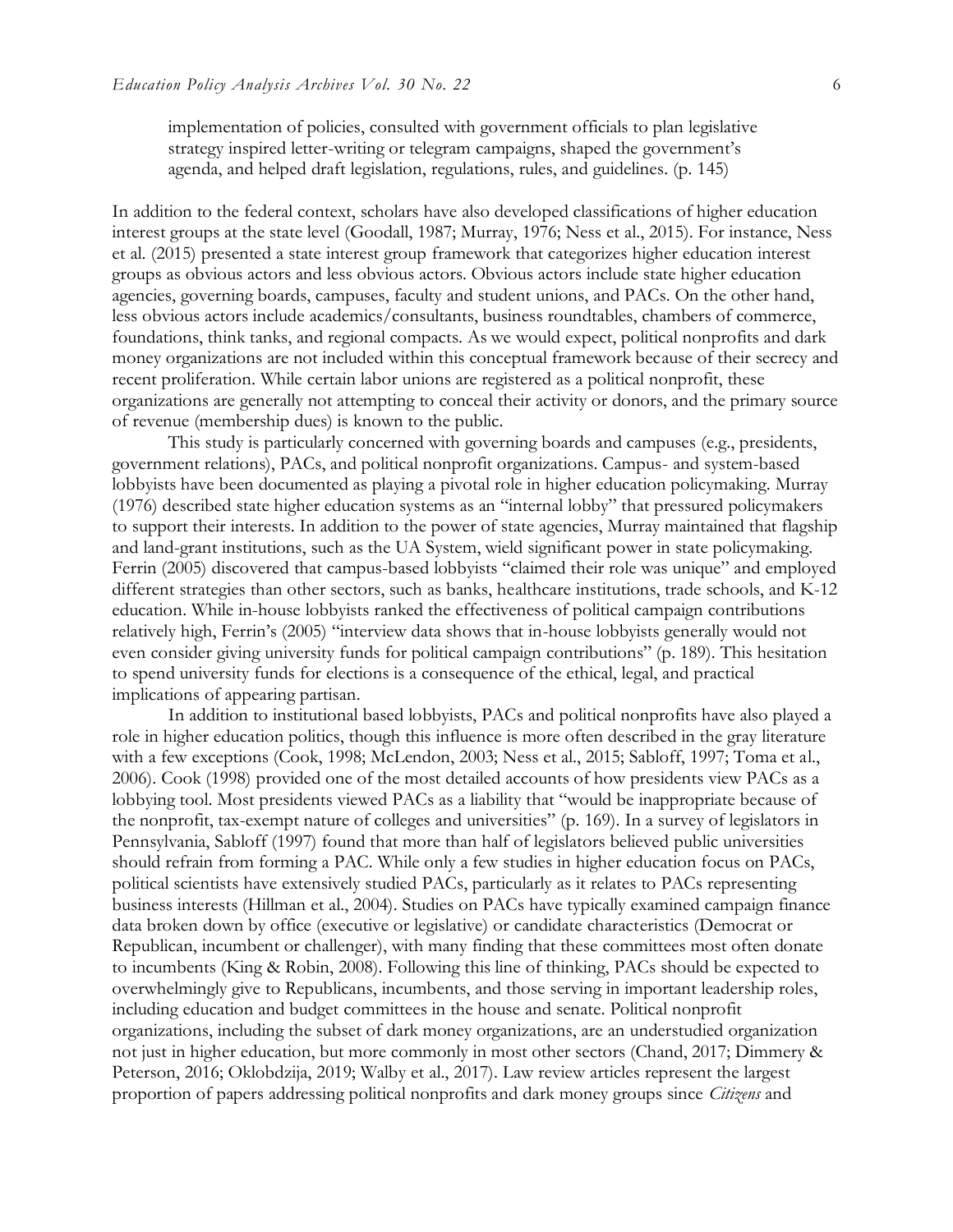implementation of policies, consulted with government officials to plan legislative strategy inspired letter-writing or telegram campaigns, shaped the government's agenda, and helped draft legislation, regulations, rules, and guidelines. (p. 145)

In addition to the federal context, scholars have also developed classifications of higher education interest groups at the state level (Goodall, 1987; Murray, 1976; Ness et al., 2015). For instance, Ness et al. (2015) presented a state interest group framework that categorizes higher education interest groups as obvious actors and less obvious actors. Obvious actors include state higher education agencies, governing boards, campuses, faculty and student unions, and PACs. On the other hand, less obvious actors include academics/consultants, business roundtables, chambers of commerce, foundations, think tanks, and regional compacts. As we would expect, political nonprofits and dark money organizations are not included within this conceptual framework because of their secrecy and recent proliferation. While certain labor unions are registered as a political nonprofit, these organizations are generally not attempting to conceal their activity or donors, and the primary source of revenue (membership dues) is known to the public.

This study is particularly concerned with governing boards and campuses (e.g., presidents, government relations), PACs, and political nonprofit organizations. Campus- and system-based lobbyists have been documented as playing a pivotal role in higher education policymaking. Murray (1976) described state higher education systems as an "internal lobby" that pressured policymakers to support their interests. In addition to the power of state agencies, Murray maintained that flagship and land-grant institutions, such as the UA System, wield significant power in state policymaking. Ferrin (2005) discovered that campus-based lobbyists "claimed their role was unique" and employed different strategies than other sectors, such as banks, healthcare institutions, trade schools, and K-12 education. While in-house lobbyists ranked the effectiveness of political campaign contributions relatively high, Ferrin's (2005) "interview data shows that in-house lobbyists generally would not even consider giving university funds for political campaign contributions" (p. 189). This hesitation to spend university funds for elections is a consequence of the ethical, legal, and practical implications of appearing partisan.

In addition to institutional based lobbyists, PACs and political nonprofits have also played a role in higher education politics, though this influence is more often described in the gray literature with a few exceptions (Cook, 1998; McLendon, 2003; Ness et al., 2015; Sabloff, 1997; Toma et al., 2006). Cook (1998) provided one of the most detailed accounts of how presidents view PACs as a lobbying tool. Most presidents viewed PACs as a liability that "would be inappropriate because of the nonprofit, tax-exempt nature of colleges and universities" (p. 169). In a survey of legislators in Pennsylvania, Sabloff (1997) found that more than half of legislators believed public universities should refrain from forming a PAC. While only a few studies in higher education focus on PACs, political scientists have extensively studied PACs, particularly as it relates to PACs representing business interests (Hillman et al., 2004). Studies on PACs have typically examined campaign finance data broken down by office (executive or legislative) or candidate characteristics (Democrat or Republican, incumbent or challenger), with many finding that these committees most often donate to incumbents (King & Robin, 2008). Following this line of thinking, PACs should be expected to overwhelmingly give to Republicans, incumbents, and those serving in important leadership roles, including education and budget committees in the house and senate. Political nonprofit organizations, including the subset of dark money organizations, are an understudied organization not just in higher education, but more commonly in most other sectors (Chand, 2017; Dimmery & Peterson, 2016; Oklobdzija, 2019; Walby et al., 2017). Law review articles represent the largest proportion of papers addressing political nonprofits and dark money groups since *Citizens* and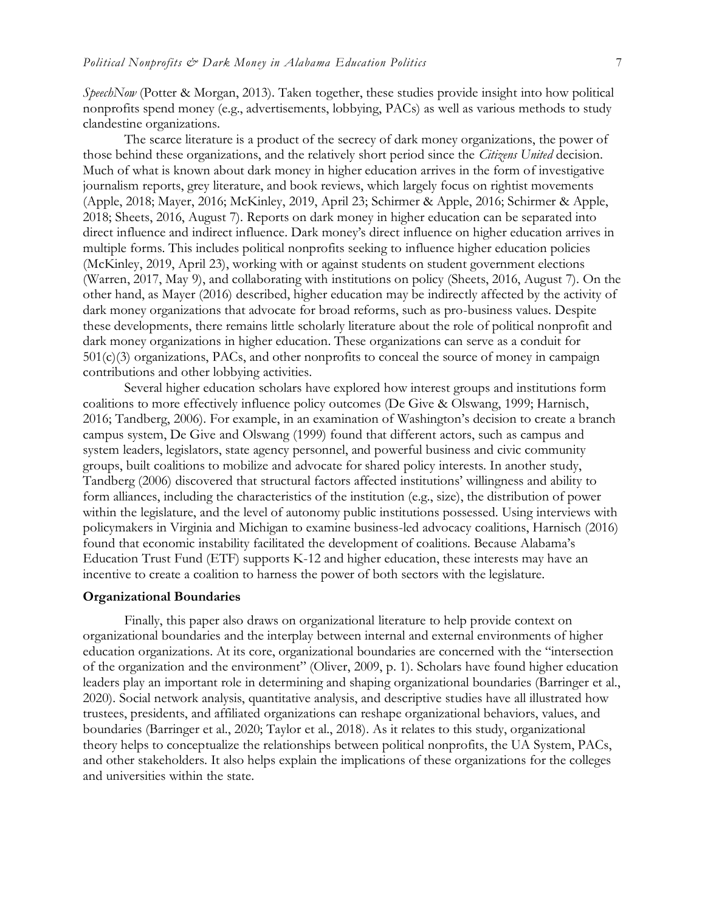*SpeechNow* (Potter & Morgan, 2013). Taken together, these studies provide insight into how political nonprofits spend money (e.g., advertisements, lobbying, PACs) as well as various methods to study clandestine organizations.

The scarce literature is a product of the secrecy of dark money organizations, the power of those behind these organizations, and the relatively short period since the *Citizens United* decision. Much of what is known about dark money in higher education arrives in the form of investigative journalism reports, grey literature, and book reviews, which largely focus on rightist movements (Apple, 2018; Mayer, 2016; McKinley, 2019, April 23; Schirmer & Apple, 2016; Schirmer & Apple, 2018; Sheets, 2016, August 7). Reports on dark money in higher education can be separated into direct influence and indirect influence. Dark money's direct influence on higher education arrives in multiple forms. This includes political nonprofits seeking to influence higher education policies (McKinley, 2019, April 23), working with or against students on student government elections (Warren, 2017, May 9), and collaborating with institutions on policy (Sheets, 2016, August 7). On the other hand, as Mayer (2016) described, higher education may be indirectly affected by the activity of dark money organizations that advocate for broad reforms, such as pro-business values. Despite these developments, there remains little scholarly literature about the role of political nonprofit and dark money organizations in higher education. These organizations can serve as a conduit for 501(c)(3) organizations, PACs, and other nonprofits to conceal the source of money in campaign contributions and other lobbying activities.

Several higher education scholars have explored how interest groups and institutions form coalitions to more effectively influence policy outcomes (De Give & Olswang, 1999; Harnisch, 2016; Tandberg, 2006). For example, in an examination of Washington's decision to create a branch campus system, De Give and Olswang (1999) found that different actors, such as campus and system leaders, legislators, state agency personnel, and powerful business and civic community groups, built coalitions to mobilize and advocate for shared policy interests. In another study, Tandberg (2006) discovered that structural factors affected institutions' willingness and ability to form alliances, including the characteristics of the institution (e.g., size), the distribution of power within the legislature, and the level of autonomy public institutions possessed. Using interviews with policymakers in Virginia and Michigan to examine business-led advocacy coalitions, Harnisch (2016) found that economic instability facilitated the development of coalitions. Because Alabama's Education Trust Fund (ETF) supports K-12 and higher education, these interests may have an incentive to create a coalition to harness the power of both sectors with the legislature.

### Organizational Boundaries

Finally, this paper also draws on organizational literature to help provide context on organizational boundaries and the interplay between internal and external environments of higher education organizations. At its core, organizational boundaries are concerned with the "intersection of the organization and the environment" (Oliver, 2009, p. 1). Scholars have found higher education leaders play an important role in determining and shaping organizational boundaries (Barringer et al., 2020). Social network analysis, quantitative analysis, and descriptive studies have all illustrated how trustees, presidents, and affiliated organizations can reshape organizational behaviors, values, and boundaries (Barringer et al., 2020; Taylor et al., 2018). As it relates to this study, organizational theory helps to conceptualize the relationships between political nonprofits, the UA System, PACs, and other stakeholders. It also helps explain the implications of these organizations for the colleges and universities within the state.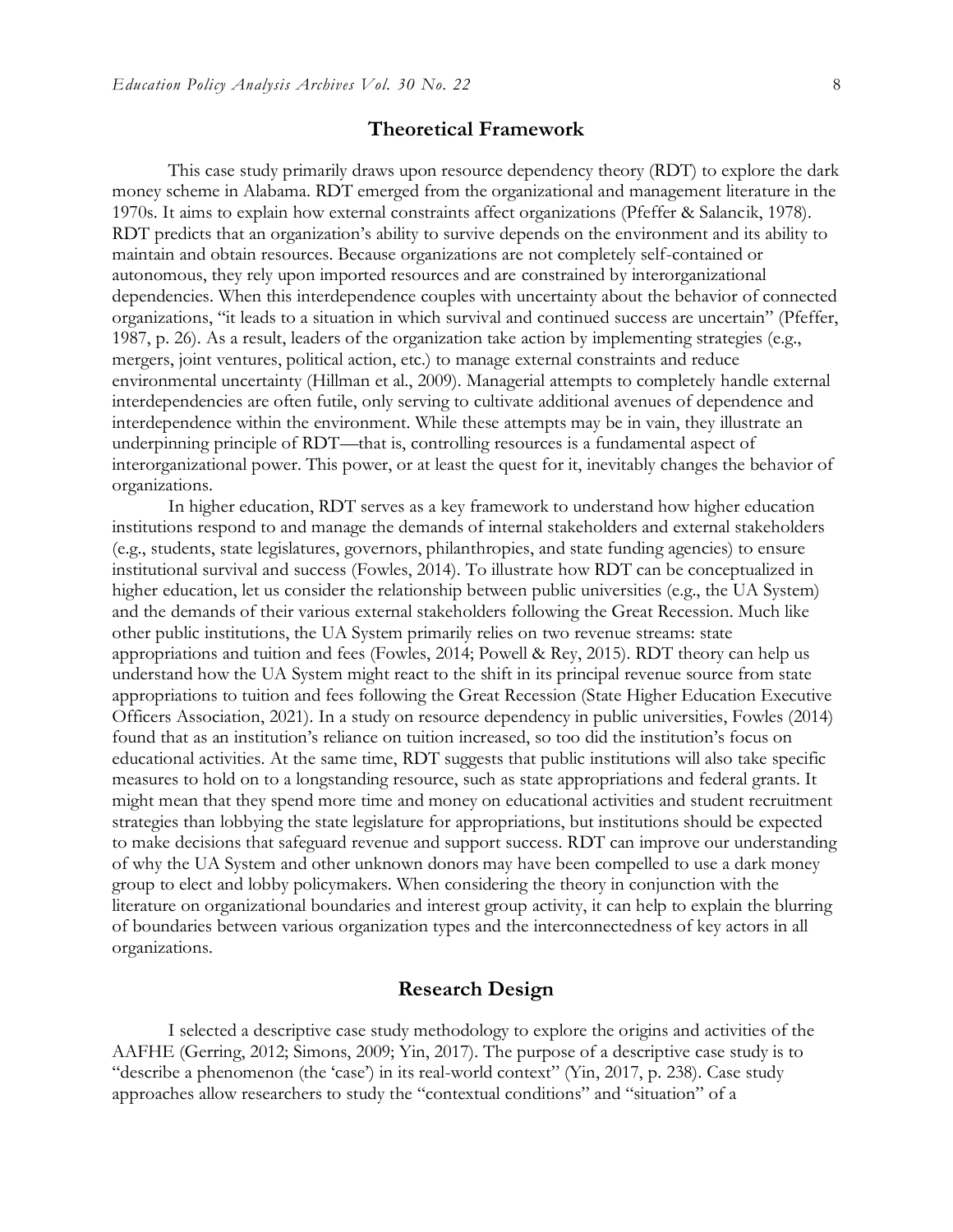## Theoretical Framework

This case study primarily draws upon resource dependency theory (RDT) to explore the dark money scheme in Alabama. RDT emerged from the organizational and management literature in the 1970s. It aims to explain how external constraints affect organizations (Pfeffer & Salancik, 1978). RDT predicts that an organization's ability to survive depends on the environment and its ability to maintain and obtain resources. Because organizations are not completely self-contained or autonomous, they rely upon imported resources and are constrained by interorganizational dependencies. When this interdependence couples with uncertainty about the behavior of connected organizations, "it leads to a situation in which survival and continued success are uncertain" (Pfeffer, 1987, p. 26). As a result, leaders of the organization take action by implementing strategies (e.g., mergers, joint ventures, political action, etc.) to manage external constraints and reduce environmental uncertainty (Hillman et al., 2009). Managerial attempts to completely handle external interdependencies are often futile, only serving to cultivate additional avenues of dependence and interdependence within the environment. While these attempts may be in vain, they illustrate an underpinning principle of RDT—that is, controlling resources is a fundamental aspect of interorganizational power. This power, or at least the quest for it, inevitably changes the behavior of organizations.

In higher education, RDT serves as a key framework to understand how higher education institutions respond to and manage the demands of internal stakeholders and external stakeholders (e.g., students, state legislatures, governors, philanthropies, and state funding agencies) to ensure institutional survival and success (Fowles, 2014). To illustrate how RDT can be conceptualized in higher education, let us consider the relationship between public universities (e.g., the UA System) and the demands of their various external stakeholders following the Great Recession. Much like other public institutions, the UA System primarily relies on two revenue streams: state appropriations and tuition and fees (Fowles, 2014; Powell & Rey, 2015). RDT theory can help us understand how the UA System might react to the shift in its principal revenue source from state appropriations to tuition and fees following the Great Recession (State Higher Education Executive Officers Association, 2021). In a study on resource dependency in public universities, Fowles (2014) found that as an institution's reliance on tuition increased, so too did the institution's focus on educational activities. At the same time, RDT suggests that public institutions will also take specific measures to hold on to a longstanding resource, such as state appropriations and federal grants. It might mean that they spend more time and money on educational activities and student recruitment strategies than lobbying the state legislature for appropriations, but institutions should be expected to make decisions that safeguard revenue and support success. RDT can improve our understanding of why the UA System and other unknown donors may have been compelled to use a dark money group to elect and lobby policymakers. When considering the theory in conjunction with the literature on organizational boundaries and interest group activity, it can help to explain the blurring of boundaries between various organization types and the interconnectedness of key actors in all organizations.

## Research Design

I selected a descriptive case study methodology to explore the origins and activities of the AAFHE (Gerring, 2012; Simons, 2009; Yin, 2017). The purpose of a descriptive case study is to "describe a phenomenon (the 'case') in its real-world context" (Yin, 2017, p. 238). Case study approaches allow researchers to study the "contextual conditions" and "situation" of a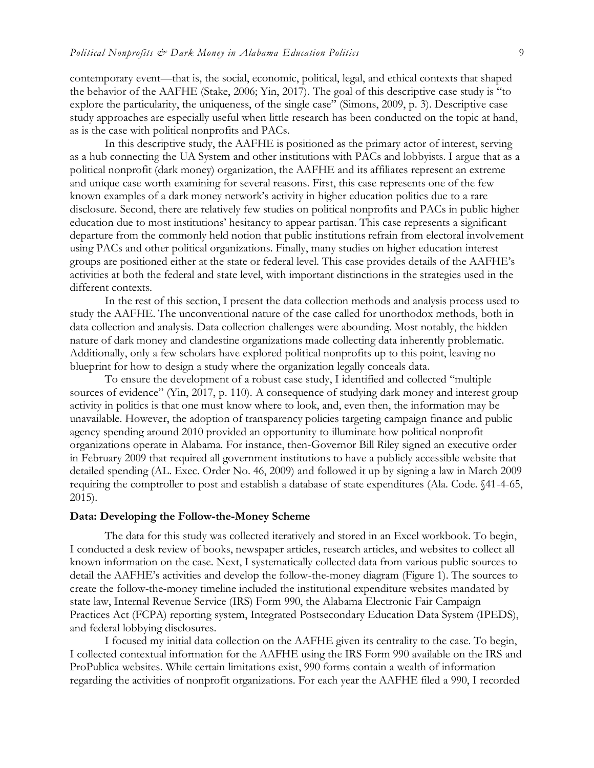contemporary event—that is, the social, economic, political, legal, and ethical contexts that shaped the behavior of the AAFHE (Stake, 2006; Yin, 2017). The goal of this descriptive case study is "to explore the particularity, the uniqueness, of the single case" (Simons, 2009, p. 3). Descriptive case study approaches are especially useful when little research has been conducted on the topic at hand, as is the case with political nonprofits and PACs.

In this descriptive study, the AAFHE is positioned as the primary actor of interest, serving as a hub connecting the UA System and other institutions with PACs and lobbyists. I argue that as a political nonprofit (dark money) organization, the AAFHE and its affiliates represent an extreme and unique case worth examining for several reasons. First, this case represents one of the few known examples of a dark money network's activity in higher education politics due to a rare disclosure. Second, there are relatively few studies on political nonprofits and PACs in public higher education due to most institutions' hesitancy to appear partisan. This case represents a significant departure from the commonly held notion that public institutions refrain from electoral involvement using PACs and other political organizations. Finally, many studies on higher education interest groups are positioned either at the state or federal level. This case provides details of the AAFHE's activities at both the federal and state level, with important distinctions in the strategies used in the different contexts.

In the rest of this section, I present the data collection methods and analysis process used to study the AAFHE. The unconventional nature of the case called for unorthodox methods, both in data collection and analysis. Data collection challenges were abounding. Most notably, the hidden nature of dark money and clandestine organizations made collecting data inherently problematic. Additionally, only a few scholars have explored political nonprofits up to this point, leaving no blueprint for how to design a study where the organization legally conceals data.

To ensure the development of a robust case study, I identified and collected "multiple sources of evidence" (Yin, 2017, p. 110). A consequence of studying dark money and interest group activity in politics is that one must know where to look, and, even then, the information may be unavailable. However, the adoption of transparency policies targeting campaign finance and public agency spending around 2010 provided an opportunity to illuminate how political nonprofit organizations operate in Alabama. For instance, then-Governor Bill Riley signed an executive order in February 2009 that required all government institutions to have a publicly accessible website that detailed spending (AL. Exec. Order No. 46, 2009) and followed it up by signing a law in March 2009 requiring the comptroller to post and establish a database of state expenditures (Ala. Code. §41-4-65, 2015).

### Data: Developing the Follow-the-Money Scheme

The data for this study was collected iteratively and stored in an Excel workbook. To begin, I conducted a desk review of books, newspaper articles, research articles, and websites to collect all known information on the case. Next, I systematically collected data from various public sources to detail the AAFHE's activities and develop the follow-the-money diagram (Figure 1). The sources to create the follow-the-money timeline included the institutional expenditure websites mandated by state law, Internal Revenue Service (IRS) Form 990, the Alabama Electronic Fair Campaign Practices Act (FCPA) reporting system, Integrated Postsecondary Education Data System (IPEDS), and federal lobbying disclosures.

I focused my initial data collection on the AAFHE given its centrality to the case. To begin, I collected contextual information for the AAFHE using the IRS Form 990 available on the IRS and ProPublica websites. While certain limitations exist, 990 forms contain a wealth of information regarding the activities of nonprofit organizations. For each year the AAFHE filed a 990, I recorded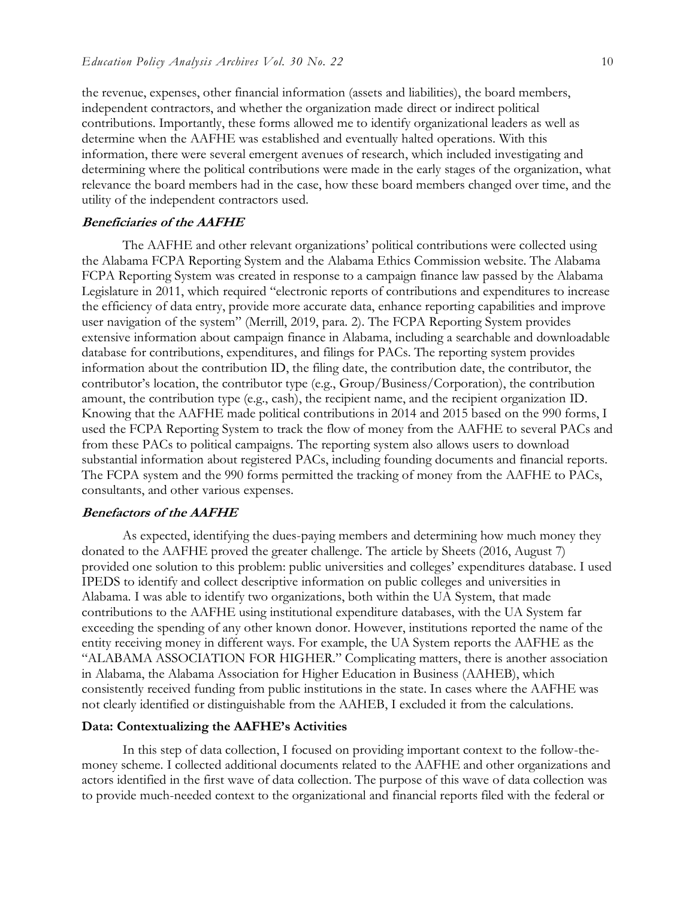the revenue, expenses, other financial information (assets and liabilities), the board members, independent contractors, and whether the organization made direct or indirect political contributions. Importantly, these forms allowed me to identify organizational leaders as well as determine when the AAFHE was established and eventually halted operations. With this information, there were several emergent avenues of research, which included investigating and determining where the political contributions were made in the early stages of the organization, what relevance the board members had in the case, how these board members changed over time, and the utility of the independent contractors used.

### *Beneficiaries of the AAFHE*

The AAFHE and other relevant organizations' political contributions were collected using the Alabama FCPA Reporting System and the Alabama Ethics Commission website. The Alabama FCPA Reporting System was created in response to a campaign finance law passed by the Alabama Legislature in 2011, which required "electronic reports of contributions and expenditures to increase the efficiency of data entry, provide more accurate data, enhance reporting capabilities and improve user navigation of the system" (Merrill, 2019, para. 2). The FCPA Reporting System provides extensive information about campaign finance in Alabama, including a searchable and downloadable database for contributions, expenditures, and filings for PACs. The reporting system provides information about the contribution ID, the filing date, the contribution date, the contributor, the contributor's location, the contributor type (e.g., Group/Business/Corporation), the contribution amount, the contribution type (e.g., cash), the recipient name, and the recipient organization ID. Knowing that the AAFHE made political contributions in 2014 and 2015 based on the 990 forms, I used the FCPA Reporting System to track the flow of money from the AAFHE to several PACs and from these PACs to political campaigns. The reporting system also allows users to download substantial information about registered PACs, including founding documents and financial reports. The FCPA system and the 990 forms permitted the tracking of money from the AAFHE to PACs, consultants, and other various expenses.

### *Benefactors of the AAFHE*

As expected, identifying the dues-paying members and determining how much money they donated to the AAFHE proved the greater challenge. The article by Sheets (2016, August 7) provided one solution to this problem: public universities and colleges' expenditures database. I used IPEDS to identify and collect descriptive information on public colleges and universities in Alabama. I was able to identify two organizations, both within the UA System, that made contributions to the AAFHE using institutional expenditure databases, with the UA System far exceeding the spending of any other known donor. However, institutions reported the name of the entity receiving money in different ways. For example, the UA System reports the AAFHE as the "ALABAMA ASSOCIATION FOR HIGHER." Complicating matters, there is another association in Alabama, the Alabama Association for Higher Education in Business (AAHEB), which consistently received funding from public institutions in the state. In cases where the AAFHE was not clearly identified or distinguishable from the AAHEB, I excluded it from the calculations.

## Data: Contextualizing the AAFHE's Activities

In this step of data collection, I focused on providing important context to the follow-the-money scheme. I collected additional documents related to the AAFHE and other organizations and actors identified in the first wave of data collection. The purpose of this wave of data collection was to provide much-needed context to the organizational and financial reports filed with the federal or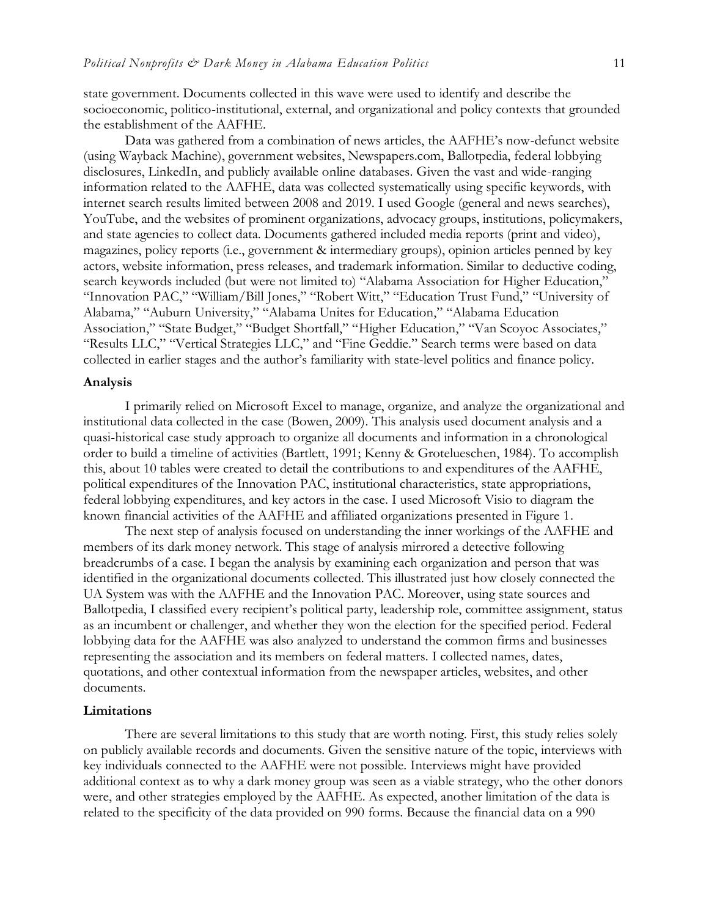state government. Documents collected in this wave were used to identify and describe the socioeconomic, politico-institutional, external, and organizational and policy contexts that grounded the establishment of the AAFHE.

Data was gathered from a combination of news articles, the AAFHE's now-defunct website (using Wayback Machine), government websites, Newspapers.com, Ballotpedia, federal lobbying disclosures, LinkedIn, and publicly available online databases. Given the vast and wide-ranging information related to the AAFHE, data was collected systematically using specific keywords, with internet search results limited between 2008 and 2019. I used Google (general and news searches), YouTube, and the websites of prominent organizations, advocacy groups, institutions, policymakers, and state agencies to collect data. Documents gathered included media reports (print and video), magazines, policy reports (i.e., government & intermediary groups), opinion articles penned by key actors, website information, press releases, and trademark information. Similar to deductive coding, search keywords included (but were not limited to) "Alabama Association for Higher Education," "Innovation PAC," "William/Bill Jones," "Robert Witt," "Education Trust Fund," "University of Alabama," "Auburn University," "Alabama Unites for Education," "Alabama Education Association," "State Budget," "Budget Shortfall," "Higher Education," "Van Scoyoc Associates," "Results LLC," "Vertical Strategies LLC," and "Fine Geddie." Search terms were based on data collected in earlier stages and the author's familiarity with state-level politics and finance policy.

### Analysis

I primarily relied on Microsoft Excel to manage, organize, and analyze the organizational and institutional data collected in the case (Bowen, 2009). This analysis used document analysis and a quasi-historical case study approach to organize all documents and information in a chronological order to build a timeline of activities (Bartlett, 1991; Kenny & Grotelueschen, 1984). To accomplish this, about 10 tables were created to detail the contributions to and expenditures of the AAFHE, political expenditures of the Innovation PAC, institutional characteristics, state appropriations, federal lobbying expenditures, and key actors in the case. I used Microsoft Visio to diagram the known financial activities of the AAFHE and affiliated organizations presented in Figure 1.

The next step of analysis focused on understanding the inner workings of the AAFHE and members of its dark money network. This stage of analysis mirrored a detective following breadcrumbs of a case. I began the analysis by examining each organization and person that was identified in the organizational documents collected. This illustrated just how closely connected the UA System was with the AAFHE and the Innovation PAC. Moreover, using state sources and Ballotpedia, I classified every recipient's political party, leadership role, committee assignment, status as an incumbent or challenger, and whether they won the election for the specified period. Federal lobbying data for the AAFHE was also analyzed to understand the common firms and businesses representing the association and its members on federal matters. I collected names, dates, quotations, and other contextual information from the newspaper articles, websites, and other documents.

### Limitations

There are several limitations to this study that are worth noting. First, this study relies solely on publicly available records and documents. Given the sensitive nature of the topic, interviews with key individuals connected to the AAFHE were not possible. Interviews might have provided additional context as to why a dark money group was seen as a viable strategy, who the other donors were, and other strategies employed by the AAFHE. As expected, another limitation of the data is related to the specificity of the data provided on 990 forms. Because the financial data on a 990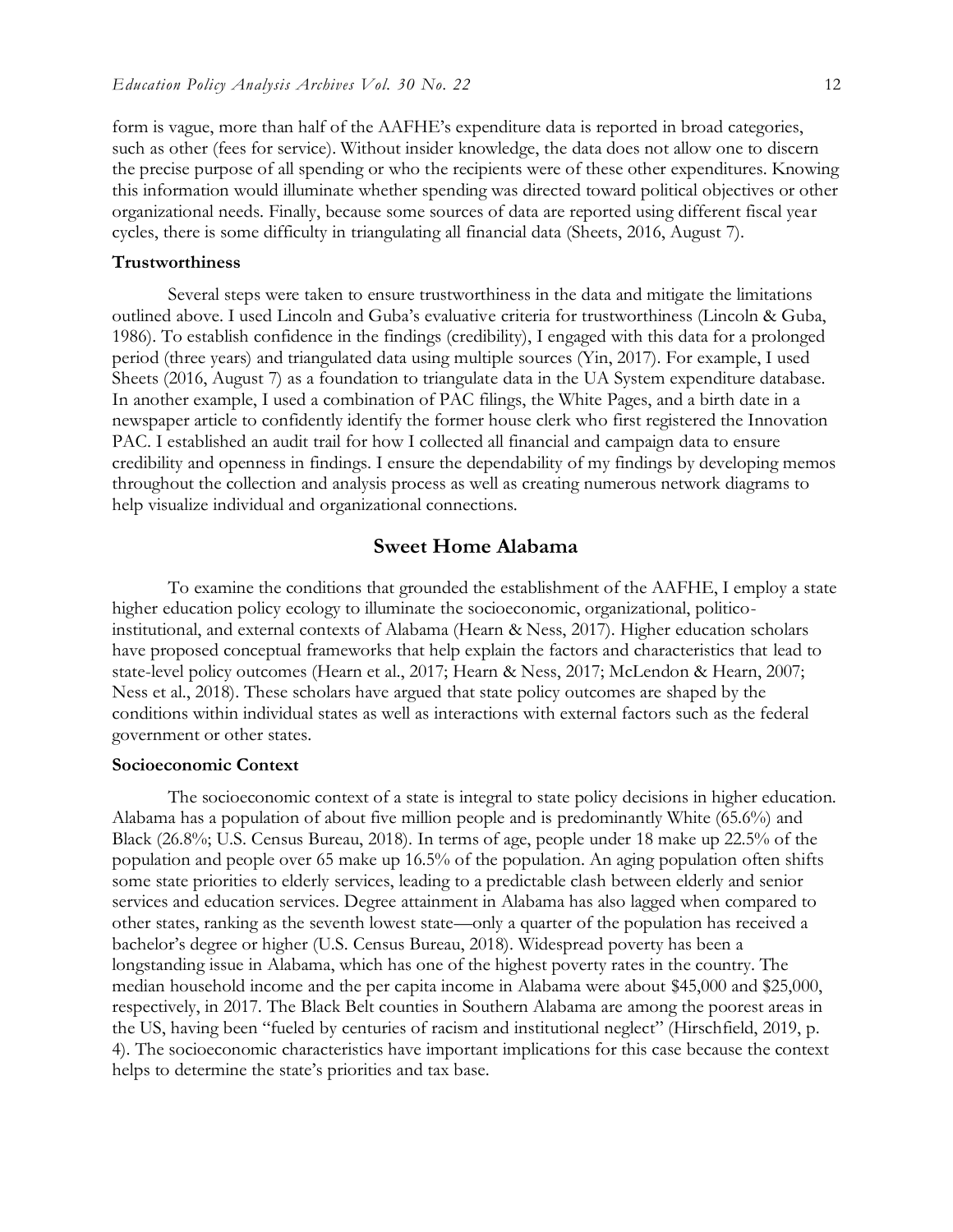form is vague, more than half of the AAFHE's expenditure data is reported in broad categories, such as other (fees for service). Without insider knowledge, the data does not allow one to discern the precise purpose of all spending or who the recipients were of these other expenditures. Knowing this information would illuminate whether spending was directed toward political objectives or other organizational needs. Finally, because some sources of data are reported using different fiscal year cycles, there is some difficulty in triangulating all financial data (Sheets, 2016, August 7).

### Trustworthiness

Several steps were taken to ensure trustworthiness in the data and mitigate the limitations outlined above. I used Lincoln and Guba's evaluative criteria for trustworthiness (Lincoln & Guba, 1986). To establish confidence in the findings (credibility), I engaged with this data for a prolonged period (three years) and triangulated data using multiple sources (Yin, 2017). For example, I used Sheets (2016, August 7) as a foundation to triangulate data in the UA System expenditure database. In another example, I used a combination of PAC filings, the White Pages, and a birth date in a newspaper article to confidently identify the former house clerk who first registered the Innovation PAC. I established an audit trail for how I collected all financial and campaign data to ensure credibility and openness in findings. I ensure the dependability of my findings by developing memos throughout the collection and analysis process as well as creating numerous network diagrams to help visualize individual and organizational connections.

## Sweet Home Alabama

To examine the conditions that grounded the establishment of the AAFHE, I employ a state higher education policy ecology to illuminate the socioeconomic, organizational, politico-institutional, and external contexts of Alabama (Hearn & Ness, 2017). Higher education scholars have proposed conceptual frameworks that help explain the factors and characteristics that lead to state-level policy outcomes (Hearn et al., 2017; Hearn & Ness, 2017; McLendon & Hearn, 2007; Ness et al., 2018). These scholars have argued that state policy outcomes are shaped by the conditions within individual states as well as interactions with external factors such as the federal government or other states.

### Socioeconomic Context

The socioeconomic context of a state is integral to state policy decisions in higher education. Alabama has a population of about five million people and is predominantly White (65.6%) and Black (26.8%; U.S. Census Bureau, 2018). In terms of age, people under 18 make up 22.5% of the population and people over 65 make up 16.5% of the population. An aging population often shifts some state priorities to elderly services, leading to a predictable clash between elderly and senior services and education services. Degree attainment in Alabama has also lagged when compared to other states, ranking as the seventh lowest state—only a quarter of the population has received a bachelor's degree or higher (U.S. Census Bureau, 2018). Widespread poverty has been a longstanding issue in Alabama, which has one of the highest poverty rates in the country. The median household income and the per capita income in Alabama were about $45,000 and $25,000, respectively, in 2017. The Black Belt counties in Southern Alabama are among the poorest areas in the US, having been "fueled by centuries of racism and institutional neglect" (Hirschfield, 2019, p. 4). The socioeconomic characteristics have important implications for this case because the context helps to determine the state's priorities and tax base.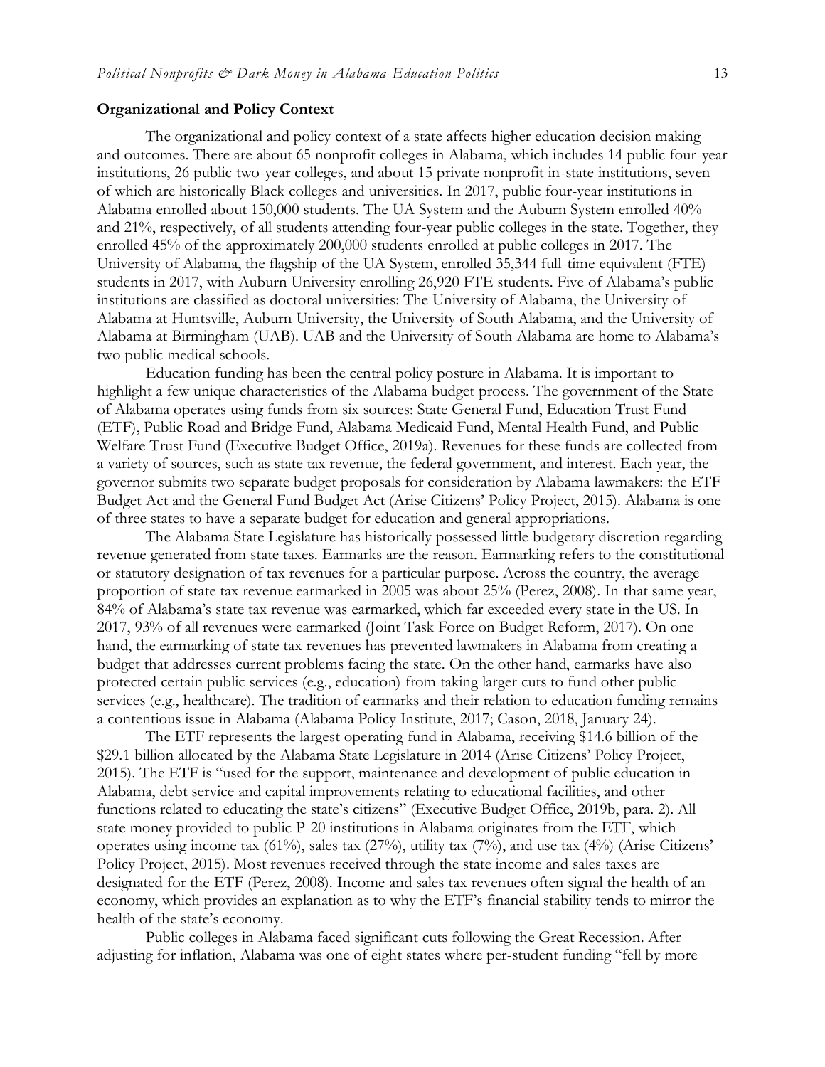**Organizational and Policy Context**

The organizational and policy context of a state affects higher education decision making and outcomes. There are about 65 nonprofit colleges in Alabama, which includes 14 public four-year institutions, 26 public two-year colleges, and about 15 private nonprofit in-state institutions, seven of which are historically Black colleges and universities. In 2017, public four-year institutions in Alabama enrolled about 150,000 students. The UA System and the Auburn System enrolled 40% and 21%, respectively, of all students attending four-year public colleges in the state. Together, they enrolled 45% of the approximately 200,000 students enrolled at public colleges in 2017. The University of Alabama, the flagship of the UA System, enrolled 35,344 full-time equivalent (FTE) students in 2017, with Auburn University enrolling 26,920 FTE students. Five of Alabama's public institutions are classified as doctoral universities: The University of Alabama, the University of Alabama at Huntsville, Auburn University, the University of South Alabama, and the University of Alabama at Birmingham (UAB). UAB and the University of South Alabama are home to Alabama's two public medical schools.

Education funding has been the central policy posture in Alabama. It is important to highlight a few unique characteristics of the Alabama budget process. The government of the State of Alabama operates using funds from six sources: State General Fund, Education Trust Fund (ETF), Public Road and Bridge Fund, Alabama Medicaid Fund, Mental Health Fund, and Public Welfare Trust Fund (Executive Budget Office, 2019a). Revenues for these funds are collected from a variety of sources, such as state tax revenue, the federal government, and interest. Each year, the governor submits two separate budget proposals for consideration by Alabama lawmakers: the ETF Budget Act and the General Fund Budget Act (Arise Citizens' Policy Project, 2015). Alabama is one of three states to have a separate budget for education and general appropriations.

The Alabama State Legislature has historically possessed little budgetary discretion regarding revenue generated from state taxes. Earmarks are the reason. Earmarking refers to the constitutional or statutory designation of tax revenues for a particular purpose. Across the country, the average proportion of state tax revenue earmarked in 2005 was about 25% (Perez, 2008). In that same year, 84% of Alabama's state tax revenue was earmarked, which far exceeded every state in the US. In 2017, 93% of all revenues were earmarked (Joint Task Force on Budget Reform, 2017). On one hand, the earmarking of state tax revenues has prevented lawmakers in Alabama from creating a budget that addresses current problems facing the state. On the other hand, earmarks have also protected certain public services (e.g., education) from taking larger cuts to fund other public services (e.g., healthcare). The tradition of earmarks and their relation to education funding remains a contentious issue in Alabama (Alabama Policy Institute, 2017; Cason, 2018, January 24).

The ETF represents the largest operating fund in Alabama, receiving $14.6 billion of the $29.1 billion allocated by the Alabama State Legislature in 2014 (Arise Citizens' Policy Project, 2015). The ETF is "used for the support, maintenance and development of public education in Alabama, debt service and capital improvements relating to educational facilities, and other functions related to educating the state's citizens" (Executive Budget Office, 2019b, para. 2). All state money provided to public P-20 institutions in Alabama originates from the ETF, which operates using income tax (61%), sales tax (27%), utility tax (7%), and use tax (4%) (Arise Citizens' Policy Project, 2015). Most revenues received through the state income and sales taxes are designated for the ETF (Perez, 2008). Income and sales tax revenues often signal the health of an economy, which provides an explanation as to why the ETF's financial stability tends to mirror the health of the state's economy.

Public colleges in Alabama faced significant cuts following the Great Recession. After adjusting for inflation, Alabama was one of eight states where per-student funding "fell by more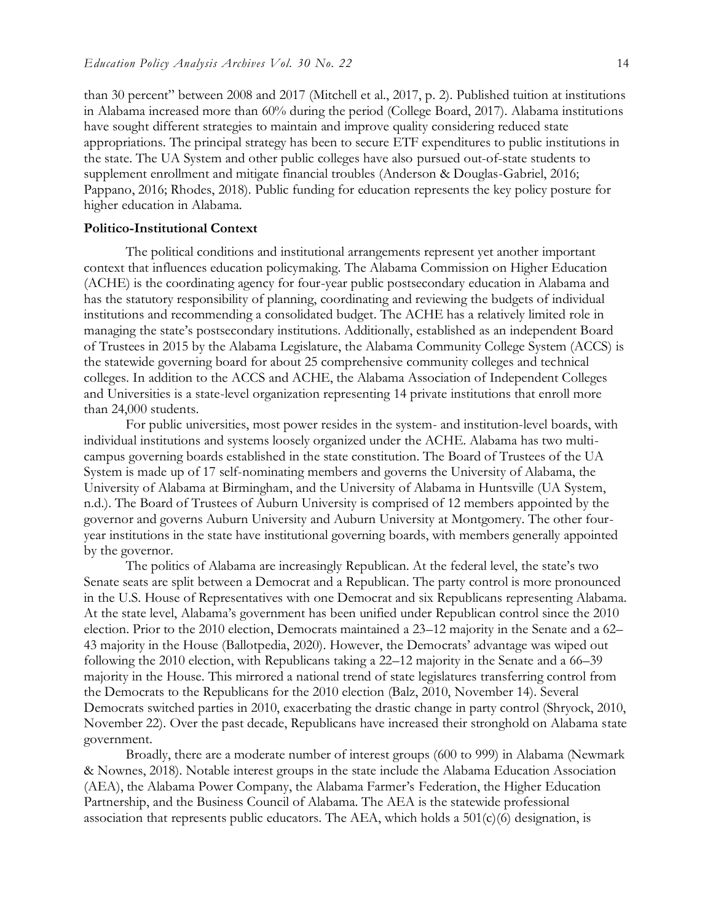than 30 percent" between 2008 and 2017 (Mitchell et al., 2017, p. 2). Published tuition at institutions in Alabama increased more than 60% during the period (College Board, 2017). Alabama institutions have sought different strategies to maintain and improve quality considering reduced state appropriations. The principal strategy has been to secure ETF expenditures to public institutions in the state. The UA System and other public colleges have also pursued out-of-state students to supplement enrollment and mitigate financial troubles (Anderson & Douglas-Gabriel, 2016; Pappano, 2016; Rhodes, 2018). Public funding for education represents the key policy posture for higher education in Alabama.

### Politico-Institutional Context

The political conditions and institutional arrangements represent yet another important context that influences education policymaking. The Alabama Commission on Higher Education (ACHE) is the coordinating agency for four-year public postsecondary education in Alabama and has the statutory responsibility of planning, coordinating and reviewing the budgets of individual institutions and recommending a consolidated budget. The ACHE has a relatively limited role in managing the state's postsecondary institutions. Additionally, established as an independent Board of Trustees in 2015 by the Alabama Legislature, the Alabama Community College System (ACCS) is the statewide governing board for about 25 comprehensive community colleges and technical colleges. In addition to the ACCS and ACHE, the Alabama Association of Independent Colleges and Universities is a state-level organization representing 14 private institutions that enroll more than 24,000 students.

For public universities, most power resides in the system- and institution-level boards, with individual institutions and systems loosely organized under the ACHE. Alabama has two multi-campus governing boards established in the state constitution. The Board of Trustees of the UA System is made up of 17 self-nominating members and governs the University of Alabama, the University of Alabama at Birmingham, and the University of Alabama in Huntsville (UA System, n.d.). The Board of Trustees of Auburn University is comprised of 12 members appointed by the governor and governs Auburn University and Auburn University at Montgomery. The other four-year institutions in the state have institutional governing boards, with members generally appointed by the governor.

The politics of Alabama are increasingly Republican. At the federal level, the state's two Senate seats are split between a Democrat and a Republican. The party control is more pronounced in the U.S. House of Representatives with one Democrat and six Republicans representing Alabama. At the state level, Alabama's government has been unified under Republican control since the 2010 election. Prior to the 2010 election, Democrats maintained a 23–12 majority in the Senate and a 62–43 majority in the House (Ballotpedia, 2020). However, the Democrats' advantage was wiped out following the 2010 election, with Republicans taking a 22–12 majority in the Senate and a 66–39 majority in the House. This mirrored a national trend of state legislatures transferring control from the Democrats to the Republicans for the 2010 election (Balz, 2010, November 14). Several Democrats switched parties in 2010, exacerbating the drastic change in party control (Shryock, 2010, November 22). Over the past decade, Republicans have increased their stronghold on Alabama state government.

Broadly, there are a moderate number of interest groups (600 to 999) in Alabama (Newmark & Nownes, 2018). Notable interest groups in the state include the Alabama Education Association (AEA), the Alabama Power Company, the Alabama Farmer's Federation, the Higher Education Partnership, and the Business Council of Alabama. The AEA is the statewide professional association that represents public educators. The AEA, which holds a 501(c)(6) designation, is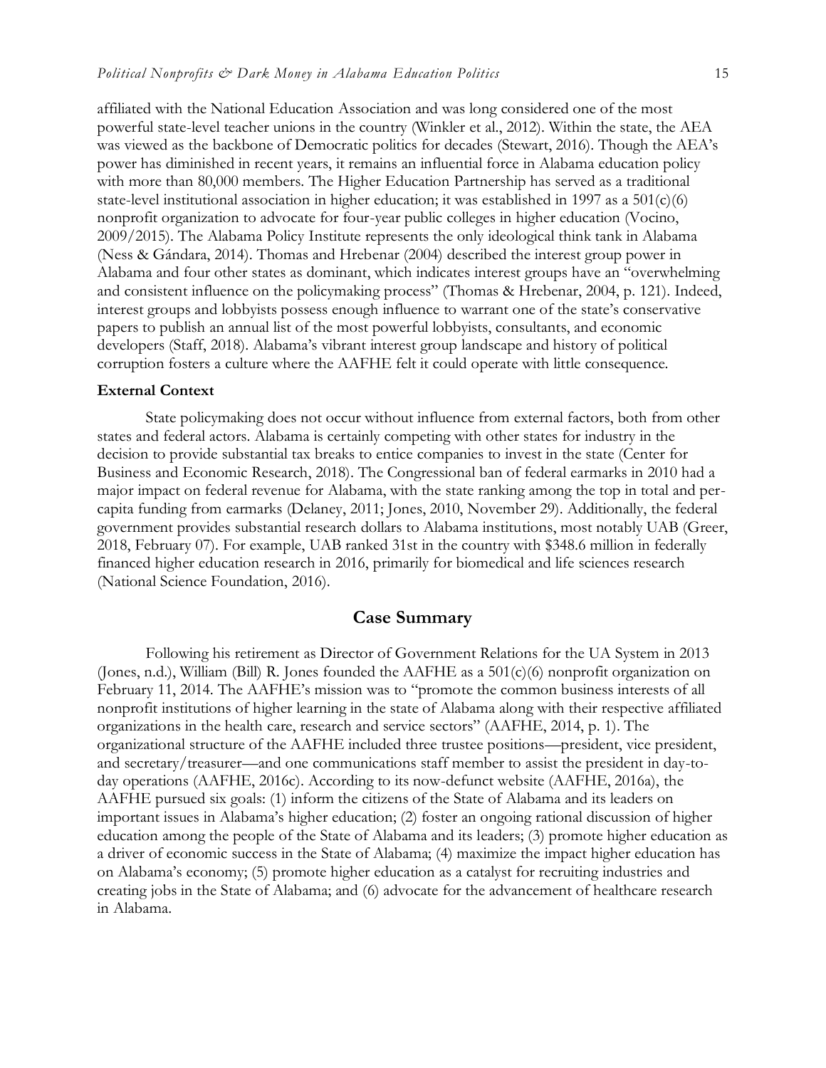affiliated with the National Education Association and was long considered one of the most powerful state-level teacher unions in the country (Winkler et al., 2012). Within the state, the AEA was viewed as the backbone of Democratic politics for decades (Stewart, 2016). Though the AEA's power has diminished in recent years, it remains an influential force in Alabama education policy with more than 80,000 members. The Higher Education Partnership has served as a traditional state-level institutional association in higher education; it was established in 1997 as a 501(c)(6) nonprofit organization to advocate for four-year public colleges in higher education (Vocino, 2009/2015). The Alabama Policy Institute represents the only ideological think tank in Alabama (Ness & Gándara, 2014). Thomas and Hrebenar (2004) described the interest group power in Alabama and four other states as dominant, which indicates interest groups have an "overwhelming and consistent influence on the policymaking process" (Thomas & Hrebenar, 2004, p. 121). Indeed, interest groups and lobbyists possess enough influence to warrant one of the state's conservative papers to publish an annual list of the most powerful lobbyists, consultants, and economic developers (Staff, 2018). Alabama's vibrant interest group landscape and history of political corruption fosters a culture where the AAFHE felt it could operate with little consequence.

### External Context

State policymaking does not occur without influence from external factors, both from other states and federal actors. Alabama is certainly competing with other states for industry in the decision to provide substantial tax breaks to entice companies to invest in the state (Center for Business and Economic Research, 2018). The Congressional ban of federal earmarks in 2010 had a major impact on federal revenue for Alabama, with the state ranking among the top in total and per-capita funding from earmarks (Delaney, 2011; Jones, 2010, November 29). Additionally, the federal government provides substantial research dollars to Alabama institutions, most notably UAB (Greer, 2018, February 07). For example, UAB ranked 31st in the country with $348.6 million in federally financed higher education research in 2016, primarily for biomedical and life sciences research (National Science Foundation, 2016).

## Case Summary

Following his retirement as Director of Government Relations for the UA System in 2013 (Jones, n.d.), William (Bill) R. Jones founded the AAFHE as a 501(c)(6) nonprofit organization on February 11, 2014. The AAFHE's mission was to "promote the common business interests of all nonprofit institutions of higher learning in the state of Alabama along with their respective affiliated organizations in the health care, research and service sectors" (AAFHE, 2014, p. 1). The organizational structure of the AAFHE included three trustee positions—president, vice president, and secretary/treasurer—and one communications staff member to assist the president in day-to-day operations (AAFHE, 2016c). According to its now-defunct website (AAFHE, 2016a), the AAFHE pursued six goals: (1) inform the citizens of the State of Alabama and its leaders on important issues in Alabama's higher education; (2) foster an ongoing rational discussion of higher education among the people of the State of Alabama and its leaders; (3) promote higher education as a driver of economic success in the State of Alabama; (4) maximize the impact higher education has on Alabama's economy; (5) promote higher education as a catalyst for recruiting industries and creating jobs in the State of Alabama; and (6) advocate for the advancement of healthcare research in Alabama.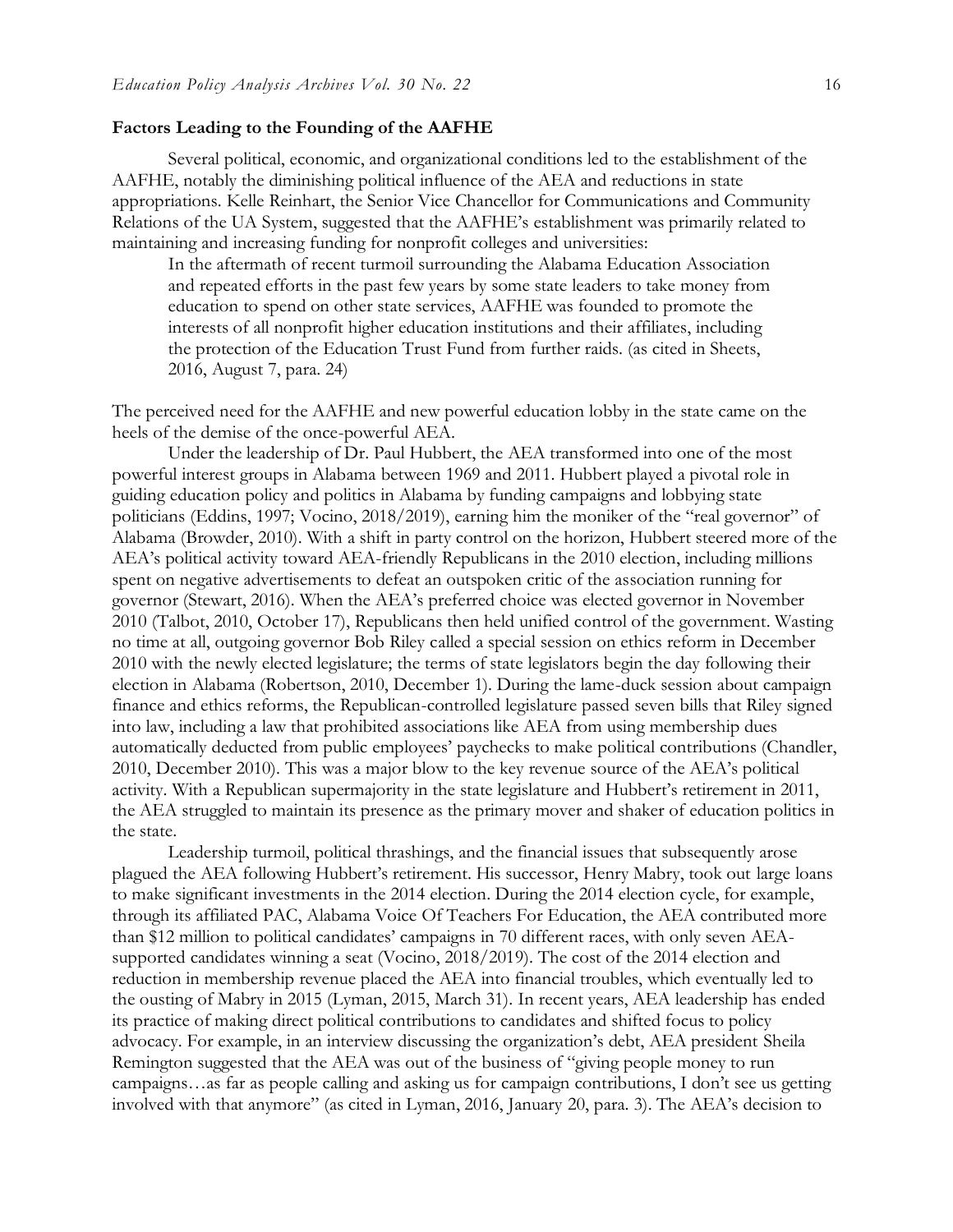**Factors Leading to the Founding of the AAFHE**

Several political, economic, and organizational conditions led to the establishment of the AAFHE, notably the diminishing political influence of the AEA and reductions in state appropriations. Kelle Reinhart, the Senior Vice Chancellor for Communications and Community Relations of the UA System, suggested that the AAFHE's establishment was primarily related to maintaining and increasing funding for nonprofit colleges and universities:

> In the aftermath of recent turmoil surrounding the Alabama Education Association and repeated efforts in the past few years by some state leaders to take money from education to spend on other state services, AAFHE was founded to promote the interests of all nonprofit higher education institutions and their affiliates, including the protection of the Education Trust Fund from further raids. (as cited in Sheets, 2016, August 7, para. 24)

The perceived need for the AAFHE and new powerful education lobby in the state came on the heels of the demise of the once-powerful AEA.

Under the leadership of Dr. Paul Hubbert, the AEA transformed into one of the most powerful interest groups in Alabama between 1969 and 2011. Hubbert played a pivotal role in guiding education policy and politics in Alabama by funding campaigns and lobbying state politicians (Eddins, 1997; Vocino, 2018/2019), earning him the moniker of the "real governor" of Alabama (Browder, 2010). With a shift in party control on the horizon, Hubbert steered more of the AEA's political activity toward AEA-friendly Republicans in the 2010 election, including millions spent on negative advertisements to defeat an outspoken critic of the association running for governor (Stewart, 2016). When the AEA's preferred choice was elected governor in November 2010 (Talbot, 2010, October 17), Republicans then held unified control of the government. Wasting no time at all, outgoing governor Bob Riley called a special session on ethics reform in December 2010 with the newly elected legislature; the terms of state legislators begin the day following their election in Alabama (Robertson, 2010, December 1). During the lame-duck session about campaign finance and ethics reforms, the Republican-controlled legislature passed seven bills that Riley signed into law, including a law that prohibited associations like AEA from using membership dues automatically deducted from public employees' paychecks to make political contributions (Chandler, 2010, December 2010). This was a major blow to the key revenue source of the AEA's political activity. With a Republican supermajority in the state legislature and Hubbert's retirement in 2011, the AEA struggled to maintain its presence as the primary mover and shaker of education politics in the state.

Leadership turmoil, political thrashings, and the financial issues that subsequently arose plagued the AEA following Hubbert's retirement. His successor, Henry Mabry, took out large loans to make significant investments in the 2014 election. During the 2014 election cycle, for example, through its affiliated PAC, Alabama Voice Of Teachers For Education, the AEA contributed more than $12 million to political candidates' campaigns in 70 different races, with only seven AEA-supported candidates winning a seat (Vocino, 2018/2019). The cost of the 2014 election and reduction in membership revenue placed the AEA into financial troubles, which eventually led to the ousting of Mabry in 2015 (Lyman, 2015, March 31). In recent years, AEA leadership has ended its practice of making direct political contributions to candidates and shifted focus to policy advocacy. For example, in an interview discussing the organization's debt, AEA president Sheila Remington suggested that the AEA was out of the business of "giving people money to run campaigns…as far as people calling and asking us for campaign contributions, I don't see us getting involved with that anymore" (as cited in Lyman, 2016, January 20, para. 3). The AEA's decision to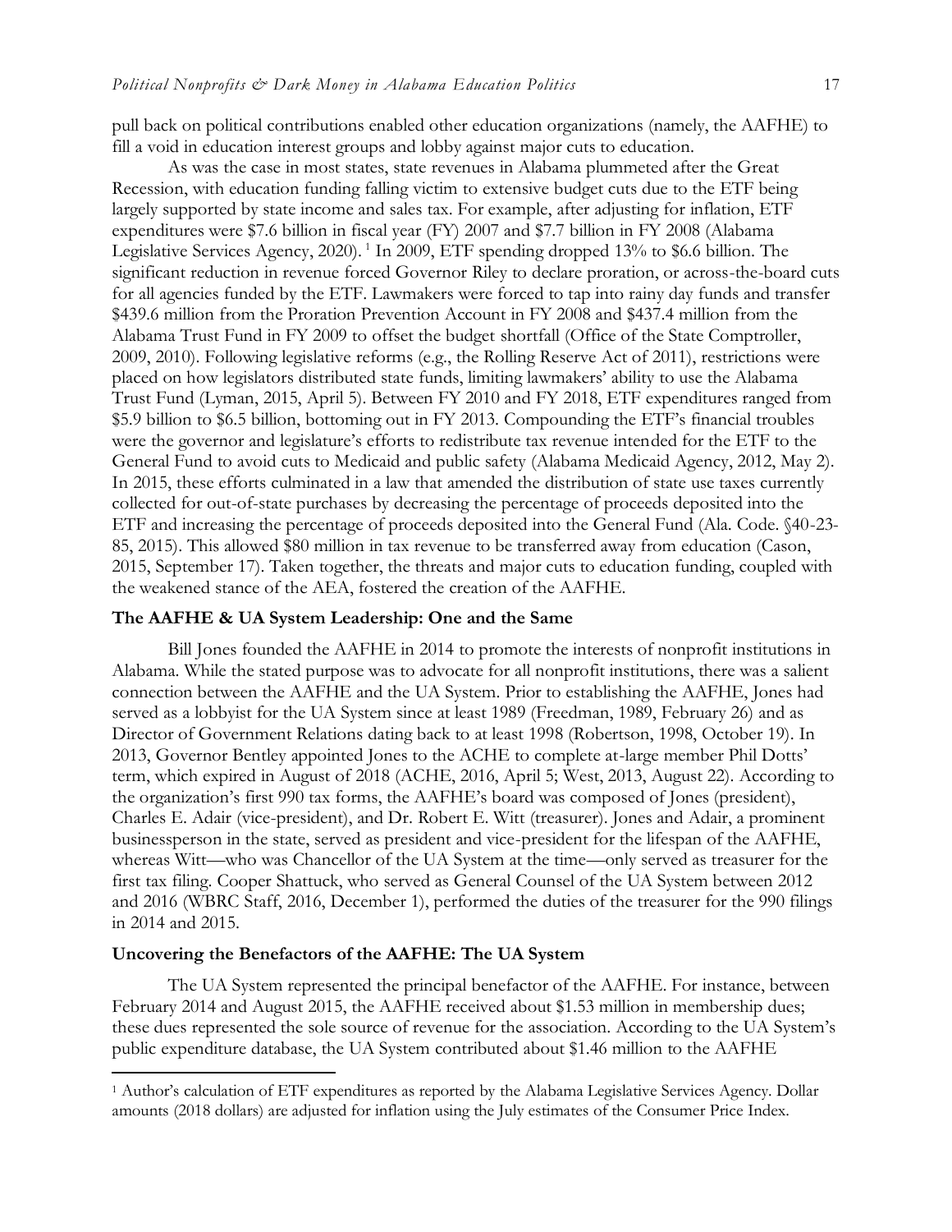pull back on political contributions enabled other education organizations (namely, the AAFHE) to fill a void in education interest groups and lobby against major cuts to education.

As was the case in most states, state revenues in Alabama plummeted after the Great Recession, with education funding falling victim to extensive budget cuts due to the ETF being largely supported by state income and sales tax. For example, after adjusting for inflation, ETF expenditures were $7.6 billion in fiscal year (FY) 2007 and $7.7 billion in FY 2008 (Alabama Legislative Services Agency, 2020).[1] In 2009, ETF spending dropped 13% to $6.6 billion. The significant reduction in revenue forced Governor Riley to declare proration, or across-the-board cuts for all agencies funded by the ETF. Lawmakers were forced to tap into rainy day funds and transfer $439.6 million from the Proration Prevention Account in FY 2008 and $437.4 million from the Alabama Trust Fund in FY 2009 to offset the budget shortfall (Office of the State Comptroller, 2009, 2010). Following legislative reforms (e.g., the Rolling Reserve Act of 2011), restrictions were placed on how legislators distributed state funds, limiting lawmakers' ability to use the Alabama Trust Fund (Lyman, 2015, April 5). Between FY 2010 and FY 2018, ETF expenditures ranged from $5.9 billion to $6.5 billion, bottoming out in FY 2013. Compounding the ETF's financial troubles were the governor and legislature's efforts to redistribute tax revenue intended for the ETF to the General Fund to avoid cuts to Medicaid and public safety (Alabama Medicaid Agency, 2012, May 2). In 2015, these efforts culminated in a law that amended the distribution of state use taxes currently collected for out-of-state purchases by decreasing the percentage of proceeds deposited into the ETF and increasing the percentage of proceeds deposited into the General Fund (Ala. Code. §40-23-85, 2015). This allowed $80 million in tax revenue to be transferred away from education (Cason, 2015, September 17). Taken together, the threats and major cuts to education funding, coupled with the weakened stance of the AEA, fostered the creation of the AAFHE.

### The AAFHE & UA System Leadership: One and the Same

Bill Jones founded the AAFHE in 2014 to promote the interests of nonprofit institutions in Alabama. While the stated purpose was to advocate for all nonprofit institutions, there was a salient connection between the AAFHE and the UA System. Prior to establishing the AAFHE, Jones had served as a lobbyist for the UA System since at least 1989 (Freedman, 1989, February 26) and as Director of Government Relations dating back to at least 1998 (Robertson, 1998, October 19). In 2013, Governor Bentley appointed Jones to the ACHE to complete at-large member Phil Dotts' term, which expired in August of 2018 (ACHE, 2016, April 5; West, 2013, August 22). According to the organization's first 990 tax forms, the AAFHE's board was composed of Jones (president), Charles E. Adair (vice-president), and Dr. Robert E. Witt (treasurer). Jones and Adair, a prominent businessperson in the state, served as president and vice-president for the lifespan of the AAFHE, whereas Witt—who was Chancellor of the UA System at the time—only served as treasurer for the first tax filing. Cooper Shattuck, who served as General Counsel of the UA System between 2012 and 2016 (WBRC Staff, 2016, December 1), performed the duties of the treasurer for the 990 filings in 2014 and 2015.

### Uncovering the Benefactors of the AAFHE: The UA System

The UA System represented the principal benefactor of the AAFHE. For instance, between February 2014 and August 2015, the AAFHE received about $1.53 million in membership dues; these dues represented the sole source of revenue for the association. According to the UA System's public expenditure database, the UA System contributed about $1.46 million to the AAFHE

---

[1] Author's calculation of ETF expenditures as reported by the Alabama Legislative Services Agency. Dollar amounts (2018 dollars) are adjusted for inflation using the July estimates of the Consumer Price Index.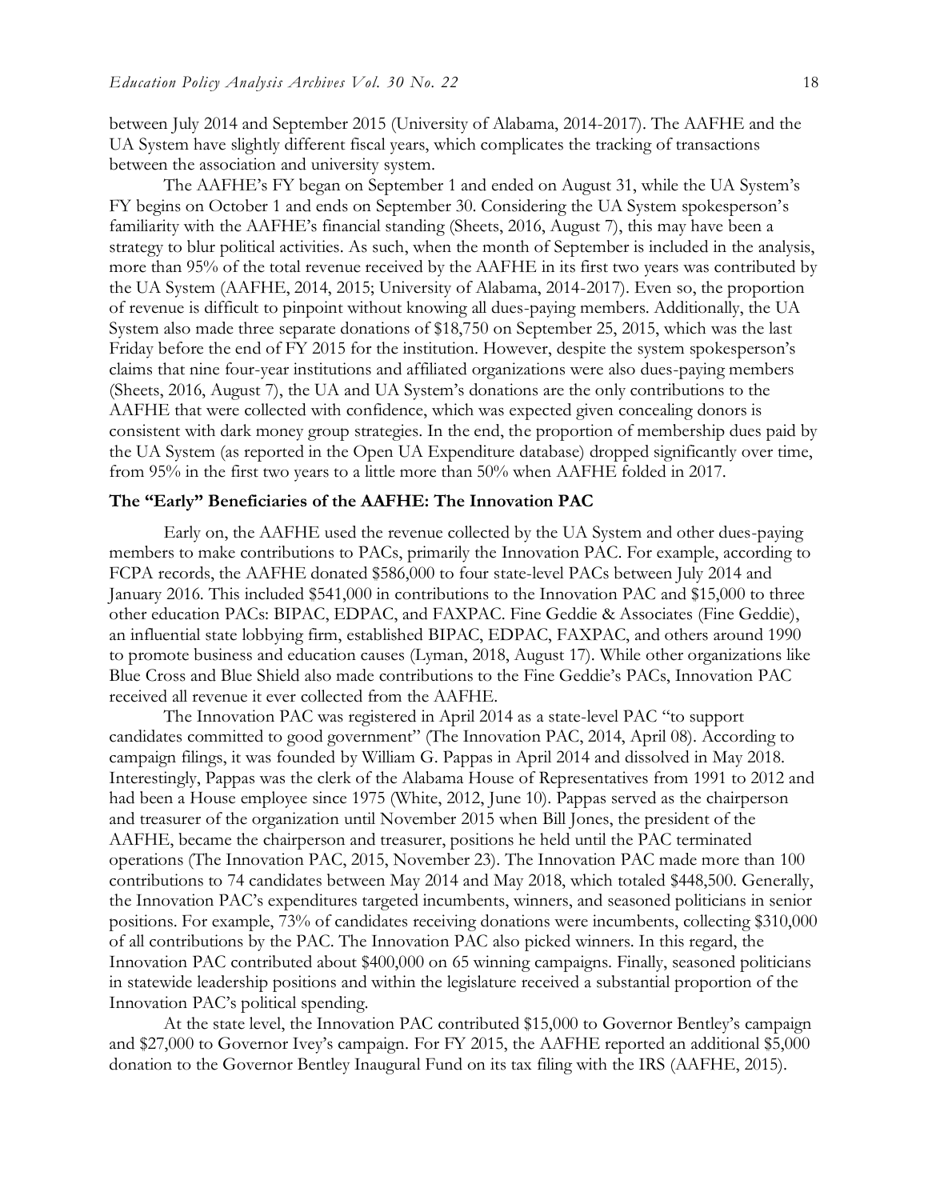between July 2014 and September 2015 (University of Alabama, 2014-2017). The AAFHE and the UA System have slightly different fiscal years, which complicates the tracking of transactions between the association and university system.

The AAFHE's FY began on September 1 and ended on August 31, while the UA System's FY begins on October 1 and ends on September 30. Considering the UA System spokesperson's familiarity with the AAFHE's financial standing (Sheets, 2016, August 7), this may have been a strategy to blur political activities. As such, when the month of September is included in the analysis, more than 95% of the total revenue received by the AAFHE in its first two years was contributed by the UA System (AAFHE, 2014, 2015; University of Alabama, 2014-2017). Even so, the proportion of revenue is difficult to pinpoint without knowing all dues-paying members. Additionally, the UA System also made three separate donations of $18,750 on September 25, 2015, which was the last Friday before the end of FY 2015 for the institution. However, despite the system spokesperson's claims that nine four-year institutions and affiliated organizations were also dues-paying members (Sheets, 2016, August 7), the UA and UA System's donations are the only contributions to the AAFHE that were collected with confidence, which was expected given concealing donors is consistent with dark money group strategies. In the end, the proportion of membership dues paid by the UA System (as reported in the Open UA Expenditure database) dropped significantly over time, from 95% in the first two years to a little more than 50% when AAFHE folded in 2017.

### The "Early" Beneficiaries of the AAFHE: The Innovation PAC

Early on, the AAFHE used the revenue collected by the UA System and other dues-paying members to make contributions to PACs, primarily the Innovation PAC. For example, according to FCPA records, the AAFHE donated $586,000 to four state-level PACs between July 2014 and January 2016. This included $541,000 in contributions to the Innovation PAC and $15,000 to three other education PACs: BIPAC, EDPAC, and FAXPAC. Fine Geddie & Associates (Fine Geddie), an influential state lobbying firm, established BIPAC, EDPAC, FAXPAC, and others around 1990 to promote business and education causes (Lyman, 2018, August 17). While other organizations like Blue Cross and Blue Shield also made contributions to the Fine Geddie's PACs, Innovation PAC received all revenue it ever collected from the AAFHE.

The Innovation PAC was registered in April 2014 as a state-level PAC "to support candidates committed to good government" (The Innovation PAC, 2014, April 08). According to campaign filings, it was founded by William G. Pappas in April 2014 and dissolved in May 2018. Interestingly, Pappas was the clerk of the Alabama House of Representatives from 1991 to 2012 and had been a House employee since 1975 (White, 2012, June 10). Pappas served as the chairperson and treasurer of the organization until November 2015 when Bill Jones, the president of the AAFHE, became the chairperson and treasurer, positions he held until the PAC terminated operations (The Innovation PAC, 2015, November 23). The Innovation PAC made more than 100 contributions to 74 candidates between May 2014 and May 2018, which totaled $448,500. Generally, the Innovation PAC's expenditures targeted incumbents, winners, and seasoned politicians in senior positions. For example, 73% of candidates receiving donations were incumbents, collecting $310,000 of all contributions by the PAC. The Innovation PAC also picked winners. In this regard, the Innovation PAC contributed about $400,000 on 65 winning campaigns. Finally, seasoned politicians in statewide leadership positions and within the legislature received a substantial proportion of the Innovation PAC's political spending.

At the state level, the Innovation PAC contributed $15,000 to Governor Bentley's campaign and $27,000 to Governor Ivey's campaign. For FY 2015, the AAFHE reported an additional $5,000 donation to the Governor Bentley Inaugural Fund on its tax filing with the IRS (AAFHE, 2015).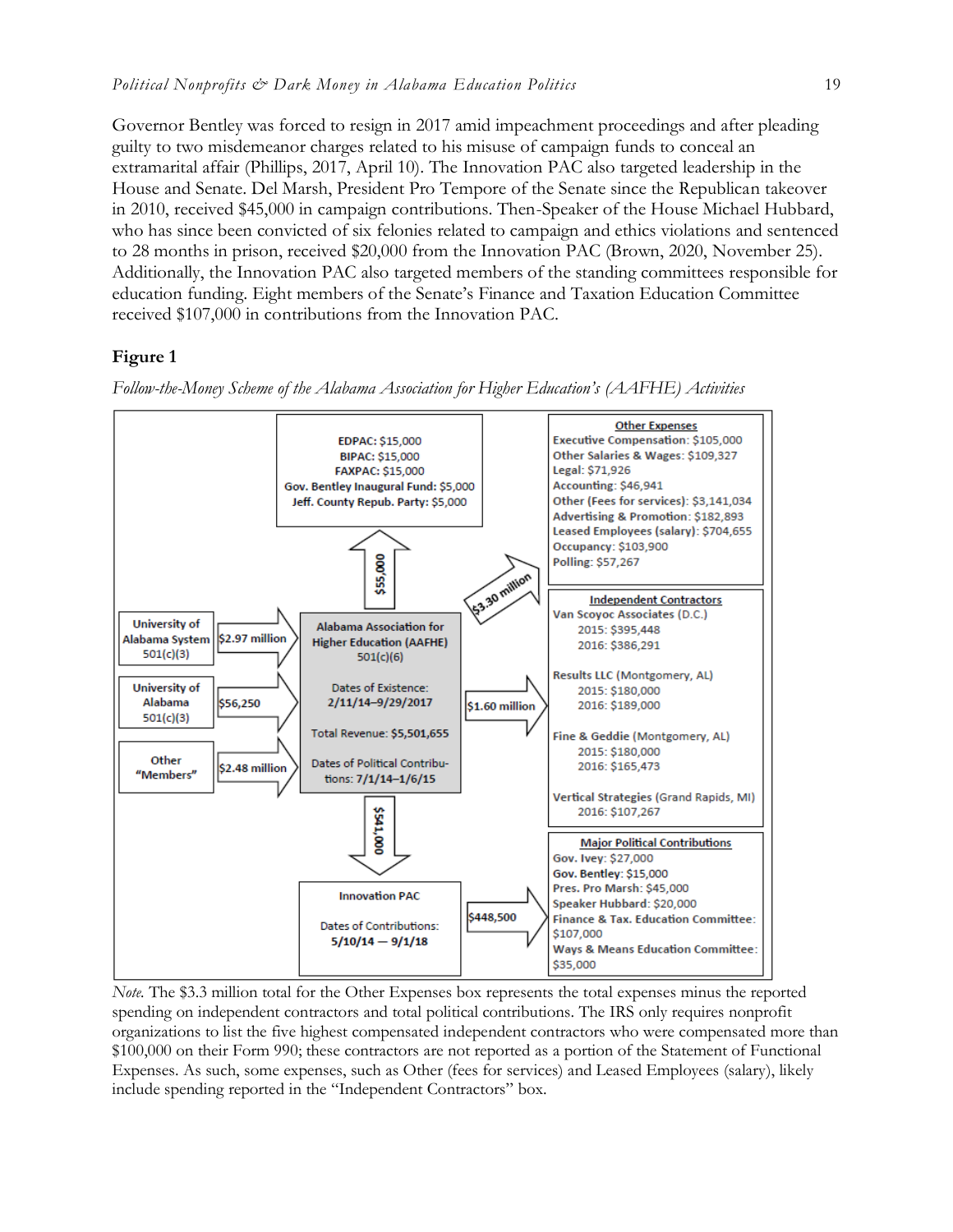Governor Bentley was forced to resign in 2017 amid impeachment proceedings and after pleading guilty to two misdemeanor charges related to his misuse of campaign funds to conceal an extramarital affair (Phillips, 2017, April 10). The Innovation PAC also targeted leadership in the House and Senate. Del Marsh, President Pro Tempore of the Senate since the Republican takeover in 2010, received $45,000 in campaign contributions. Then-Speaker of the House Michael Hubbard, who has since been convicted of six felonies related to campaign and ethics violations and sentenced to 28 months in prison, received $20,000 from the Innovation PAC (Brown, 2020, November 25). Additionally, the Innovation PAC also targeted members of the standing committees responsible for education funding. Eight members of the Senate's Finance and Taxation Education Committee received $107,000 in contributions from the Innovation PAC.

**Figure 1**

*Follow-the-Money Scheme of the Alabama Association for Higher Education's (AAFHE) Activities*

**Sources of revenue → Alabama Association for Higher Education (AAFHE) 501(c)(6)**

- University of Alabama System 501(c)(3): $2.97 million
- University of Alabama 501(c)(3): $56,250
- Other "Members": $2.48 million

**Alabama Association for Higher Education (AAFHE) 501(c)(6)**

- Dates of Existence: 2/11/14–9/29/2017
- Total Revenue: $5,501,655
- Dates of Political Contributions: 7/1/14–1/6/15

**Direct political contributions ($55,000):**

- EDPAC: $15,000
- BIPAC: $15,000
- FAXPAC: $15,000
- Gov. Bentley Inaugural Fund: $5,000
- Jeff. County Repub. Party: $5,000

**Other Expenses ($3.30 million):**

- Executive Compensation: $105,000
- Other Salaries & Wages: $109,327
- Legal: $71,926
- Accounting: $46,941
- Other (Fees for services): $3,141,034
- Advertising & Promotion: $182,893
- Leased Employees (salary): $704,655
- Occupancy: $103,900
- Polling: $57,267

**Independent Contractors ($1.60 million):**

- Van Scoyoc Associates (D.C.)
  - 2015: $395,448
  - 2016: $386,291
- Results LLC (Montgomery, AL)
  - 2015: $180,000
  - 2016: $189,000
- Fine & Geddie (Montgomery, AL)
  - 2015: $180,000
  - 2016: $165,473
- Vertical Strategies (Grand Rapids, MI)
  - 2016: $107,267

**Innovation PAC ($541,000 from AAFHE)**

- Dates of Contributions: 5/10/14 — 9/1/18

**Major Political Contributions ($448,500 from Innovation PAC):**

- Gov. Ivey: $27,000
- Gov. Bentley: $15,000
- Pres. Pro Marsh: $45,000
- Speaker Hubbard: $20,000
- Finance & Tax. Education Committee: $107,000
- Ways & Means Education Committee: $35,000

*Note.* The $3.3 million total for the Other Expenses box represents the total expenses minus the reported spending on independent contractors and total political contributions. The IRS only requires nonprofit organizations to list the five highest compensated independent contractors who were compensated more than $100,000 on their Form 990; these contractors are not reported as a portion of the Statement of Functional Expenses. As such, some expenses, such as Other (fees for services) and Leased Employees (salary), likely include spending reported in the "Independent Contractors" box.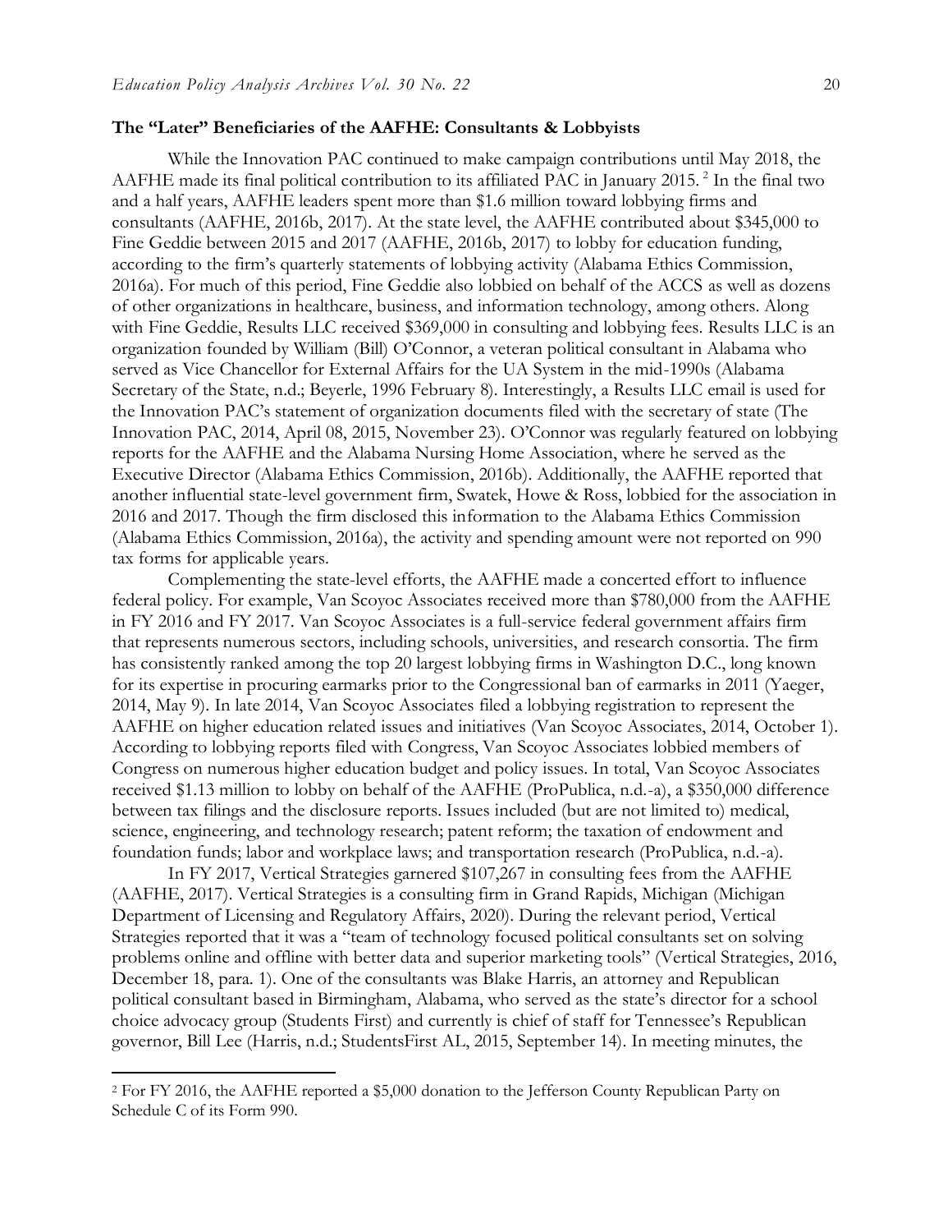**The "Later" Beneficiaries of the AAFHE: Consultants & Lobbyists**

While the Innovation PAC continued to make campaign contributions until May 2018, the AAFHE made its final political contribution to its affiliated PAC in January 2015. [2] In the final two and a half years, AAFHE leaders spent more than $1.6 million toward lobbying firms and consultants (AAFHE, 2016b, 2017). At the state level, the AAFHE contributed about $345,000 to Fine Geddie between 2015 and 2017 (AAFHE, 2016b, 2017) to lobby for education funding, according to the firm's quarterly statements of lobbying activity (Alabama Ethics Commission, 2016a). For much of this period, Fine Geddie also lobbied on behalf of the ACCS as well as dozens of other organizations in healthcare, business, and information technology, among others. Along with Fine Geddie, Results LLC received $369,000 in consulting and lobbying fees. Results LLC is an organization founded by William (Bill) O'Connor, a veteran political consultant in Alabama who served as Vice Chancellor for External Affairs for the UA System in the mid-1990s (Alabama Secretary of the State, n.d.; Beyerle, 1996 February 8). Interestingly, a Results LLC email is used for the Innovation PAC's statement of organization documents filed with the secretary of state (The Innovation PAC, 2014, April 08, 2015, November 23). O'Connor was regularly featured on lobbying reports for the AAFHE and the Alabama Nursing Home Association, where he served as the Executive Director (Alabama Ethics Commission, 2016b). Additionally, the AAFHE reported that another influential state-level government firm, Swatek, Howe & Ross, lobbied for the association in 2016 and 2017. Though the firm disclosed this information to the Alabama Ethics Commission (Alabama Ethics Commission, 2016a), the activity and spending amount were not reported on 990 tax forms for applicable years.

Complementing the state-level efforts, the AAFHE made a concerted effort to influence federal policy. For example, Van Scoyoc Associates received more than $780,000 from the AAFHE in FY 2016 and FY 2017. Van Scoyoc Associates is a full-service federal government affairs firm that represents numerous sectors, including schools, universities, and research consortia. The firm has consistently ranked among the top 20 largest lobbying firms in Washington D.C., long known for its expertise in procuring earmarks prior to the Congressional ban of earmarks in 2011 (Yaeger, 2014, May 9). In late 2014, Van Scoyoc Associates filed a lobbying registration to represent the AAFHE on higher education related issues and initiatives (Van Scoyoc Associates, 2014, October 1). According to lobbying reports filed with Congress, Van Scoyoc Associates lobbied members of Congress on numerous higher education budget and policy issues. In total, Van Scoyoc Associates received $1.13 million to lobby on behalf of the AAFHE (ProPublica, n.d.-a), a $350,000 difference between tax filings and the disclosure reports. Issues included (but are not limited to) medical, science, engineering, and technology research; patent reform; the taxation of endowment and foundation funds; labor and workplace laws; and transportation research (ProPublica, n.d.-a).

In FY 2017, Vertical Strategies garnered $107,267 in consulting fees from the AAFHE (AAFHE, 2017). Vertical Strategies is a consulting firm in Grand Rapids, Michigan (Michigan Department of Licensing and Regulatory Affairs, 2020). During the relevant period, Vertical Strategies reported that it was a "team of technology focused political consultants set on solving problems online and offline with better data and superior marketing tools" (Vertical Strategies, 2016, December 18, para. 1). One of the consultants was Blake Harris, an attorney and Republican political consultant based in Birmingham, Alabama, who served as the state's director for a school choice advocacy group (Students First) and currently is chief of staff for Tennessee's Republican governor, Bill Lee (Harris, n.d.; StudentsFirst AL, 2015, September 14). In meeting minutes, the

---

[2] For FY 2016, the AAFHE reported a $5,000 donation to the Jefferson County Republican Party on Schedule C of its Form 990.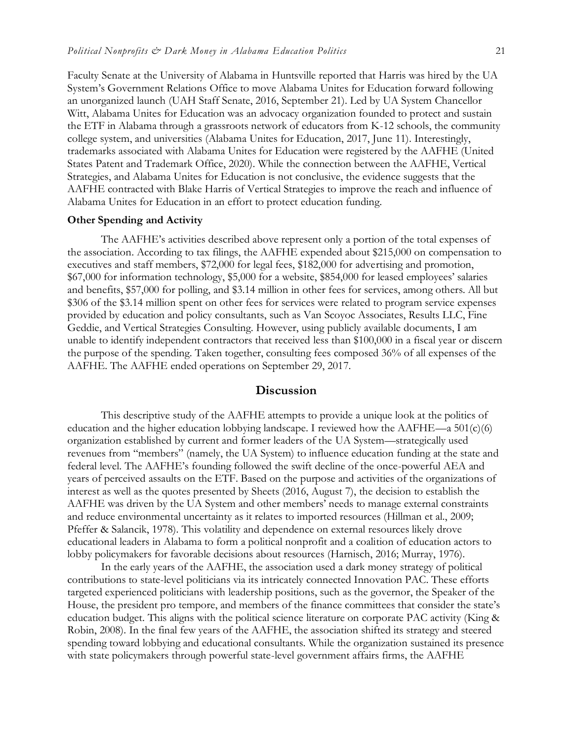Faculty Senate at the University of Alabama in Huntsville reported that Harris was hired by the UA System's Government Relations Office to move Alabama Unites for Education forward following an unorganized launch (UAH Staff Senate, 2016, September 21). Led by UA System Chancellor Witt, Alabama Unites for Education was an advocacy organization founded to protect and sustain the ETF in Alabama through a grassroots network of educators from K-12 schools, the community college system, and universities (Alabama Unites for Education, 2017, June 11). Interestingly, trademarks associated with Alabama Unites for Education were registered by the AAFHE (United States Patent and Trademark Office, 2020). While the connection between the AAFHE, Vertical Strategies, and Alabama Unites for Education is not conclusive, the evidence suggests that the AAFHE contracted with Blake Harris of Vertical Strategies to improve the reach and influence of Alabama Unites for Education in an effort to protect education funding.

### Other Spending and Activity

The AAFHE's activities described above represent only a portion of the total expenses of the association. According to tax filings, the AAFHE expended about $215,000 on compensation to executives and staff members, $72,000 for legal fees, $182,000 for advertising and promotion, $67,000 for information technology, $5,000 for a website, $854,000 for leased employees' salaries and benefits, $57,000 for polling, and $3.14 million in other fees for services, among others. All but $306 of the $3.14 million spent on other fees for services were related to program service expenses provided by education and policy consultants, such as Van Scoyoc Associates, Results LLC, Fine Geddie, and Vertical Strategies Consulting. However, using publicly available documents, I am unable to identify independent contractors that received less than $100,000 in a fiscal year or discern the purpose of the spending. Taken together, consulting fees composed 36% of all expenses of the AAFHE. The AAFHE ended operations on September 29, 2017.

## Discussion

This descriptive study of the AAFHE attempts to provide a unique look at the politics of education and the higher education lobbying landscape. I reviewed how the AAFHE—a 501(c)(6) organization established by current and former leaders of the UA System—strategically used revenues from "members" (namely, the UA System) to influence education funding at the state and federal level. The AAFHE's founding followed the swift decline of the once-powerful AEA and years of perceived assaults on the ETF. Based on the purpose and activities of the organizations of interest as well as the quotes presented by Sheets (2016, August 7), the decision to establish the AAFHE was driven by the UA System and other members' needs to manage external constraints and reduce environmental uncertainty as it relates to imported resources (Hillman et al., 2009; Pfeffer & Salancik, 1978). This volatility and dependence on external resources likely drove educational leaders in Alabama to form a political nonprofit and a coalition of education actors to lobby policymakers for favorable decisions about resources (Harnisch, 2016; Murray, 1976).

In the early years of the AAFHE, the association used a dark money strategy of political contributions to state-level politicians via its intricately connected Innovation PAC. These efforts targeted experienced politicians with leadership positions, such as the governor, the Speaker of the House, the president pro tempore, and members of the finance committees that consider the state's education budget. This aligns with the political science literature on corporate PAC activity (King & Robin, 2008). In the final few years of the AAFHE, the association shifted its strategy and steered spending toward lobbying and educational consultants. While the organization sustained its presence with state policymakers through powerful state-level government affairs firms, the AAFHE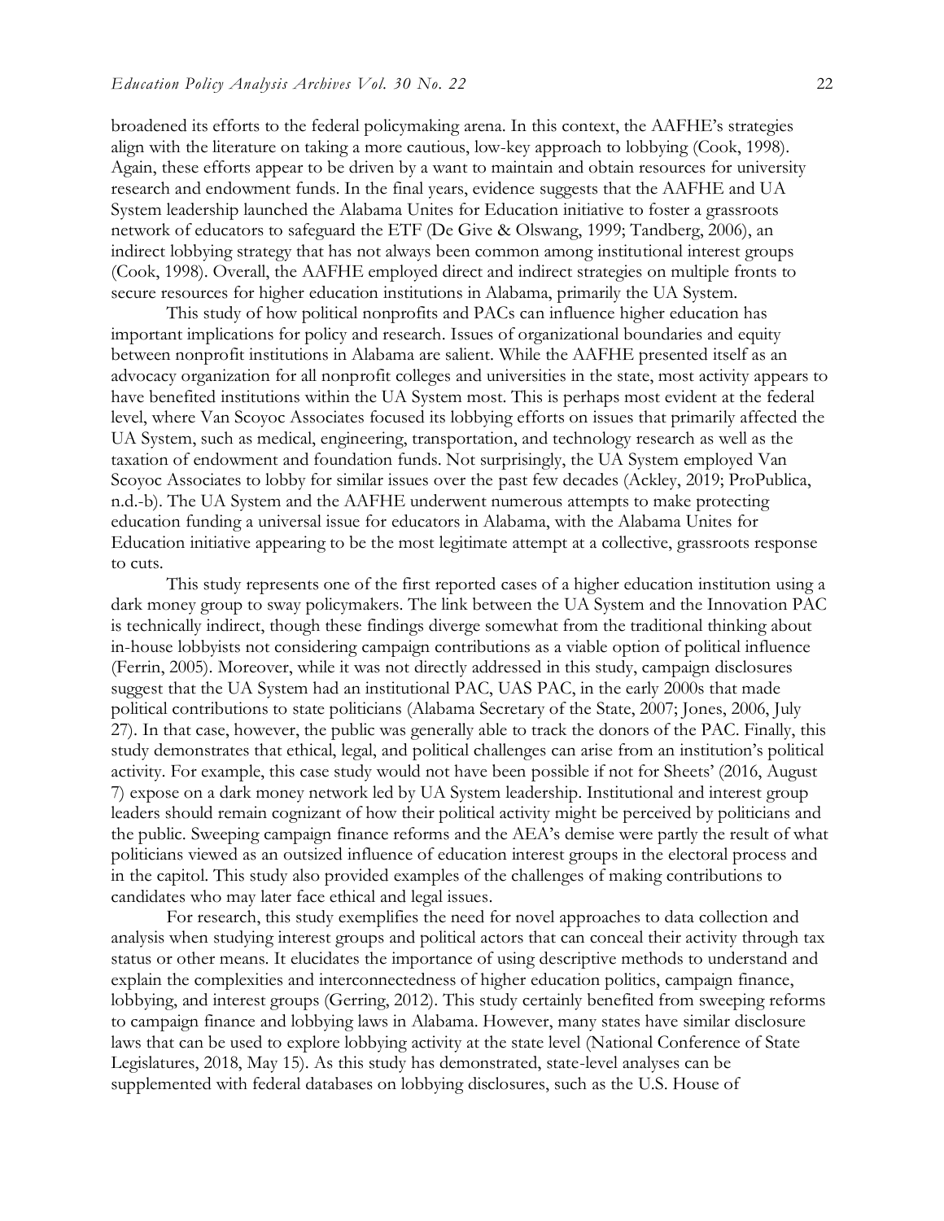broadened its efforts to the federal policymaking arena. In this context, the AAFHE's strategies align with the literature on taking a more cautious, low-key approach to lobbying (Cook, 1998). Again, these efforts appear to be driven by a want to maintain and obtain resources for university research and endowment funds. In the final years, evidence suggests that the AAFHE and UA System leadership launched the Alabama Unites for Education initiative to foster a grassroots network of educators to safeguard the ETF (De Give & Olswang, 1999; Tandberg, 2006), an indirect lobbying strategy that has not always been common among institutional interest groups (Cook, 1998). Overall, the AAFHE employed direct and indirect strategies on multiple fronts to secure resources for higher education institutions in Alabama, primarily the UA System.

This study of how political nonprofits and PACs can influence higher education has important implications for policy and research. Issues of organizational boundaries and equity between nonprofit institutions in Alabama are salient. While the AAFHE presented itself as an advocacy organization for all nonprofit colleges and universities in the state, most activity appears to have benefited institutions within the UA System most. This is perhaps most evident at the federal level, where Van Scoyoc Associates focused its lobbying efforts on issues that primarily affected the UA System, such as medical, engineering, transportation, and technology research as well as the taxation of endowment and foundation funds. Not surprisingly, the UA System employed Van Scoyoc Associates to lobby for similar issues over the past few decades (Ackley, 2019; ProPublica, n.d.-b). The UA System and the AAFHE underwent numerous attempts to make protecting education funding a universal issue for educators in Alabama, with the Alabama Unites for Education initiative appearing to be the most legitimate attempt at a collective, grassroots response to cuts.

This study represents one of the first reported cases of a higher education institution using a dark money group to sway policymakers. The link between the UA System and the Innovation PAC is technically indirect, though these findings diverge somewhat from the traditional thinking about in-house lobbyists not considering campaign contributions as a viable option of political influence (Ferrin, 2005). Moreover, while it was not directly addressed in this study, campaign disclosures suggest that the UA System had an institutional PAC, UAS PAC, in the early 2000s that made political contributions to state politicians (Alabama Secretary of the State, 2007; Jones, 2006, July 27). In that case, however, the public was generally able to track the donors of the PAC. Finally, this study demonstrates that ethical, legal, and political challenges can arise from an institution's political activity. For example, this case study would not have been possible if not for Sheets' (2016, August 7) expose on a dark money network led by UA System leadership. Institutional and interest group leaders should remain cognizant of how their political activity might be perceived by politicians and the public. Sweeping campaign finance reforms and the AEA's demise were partly the result of what politicians viewed as an outsized influence of education interest groups in the electoral process and in the capitol. This study also provided examples of the challenges of making contributions to candidates who may later face ethical and legal issues.

For research, this study exemplifies the need for novel approaches to data collection and analysis when studying interest groups and political actors that can conceal their activity through tax status or other means. It elucidates the importance of using descriptive methods to understand and explain the complexities and interconnectedness of higher education politics, campaign finance, lobbying, and interest groups (Gerring, 2012). This study certainly benefited from sweeping reforms to campaign finance and lobbying laws in Alabama. However, many states have similar disclosure laws that can be used to explore lobbying activity at the state level (National Conference of State Legislatures, 2018, May 15). As this study has demonstrated, state-level analyses can be supplemented with federal databases on lobbying disclosures, such as the U.S. House of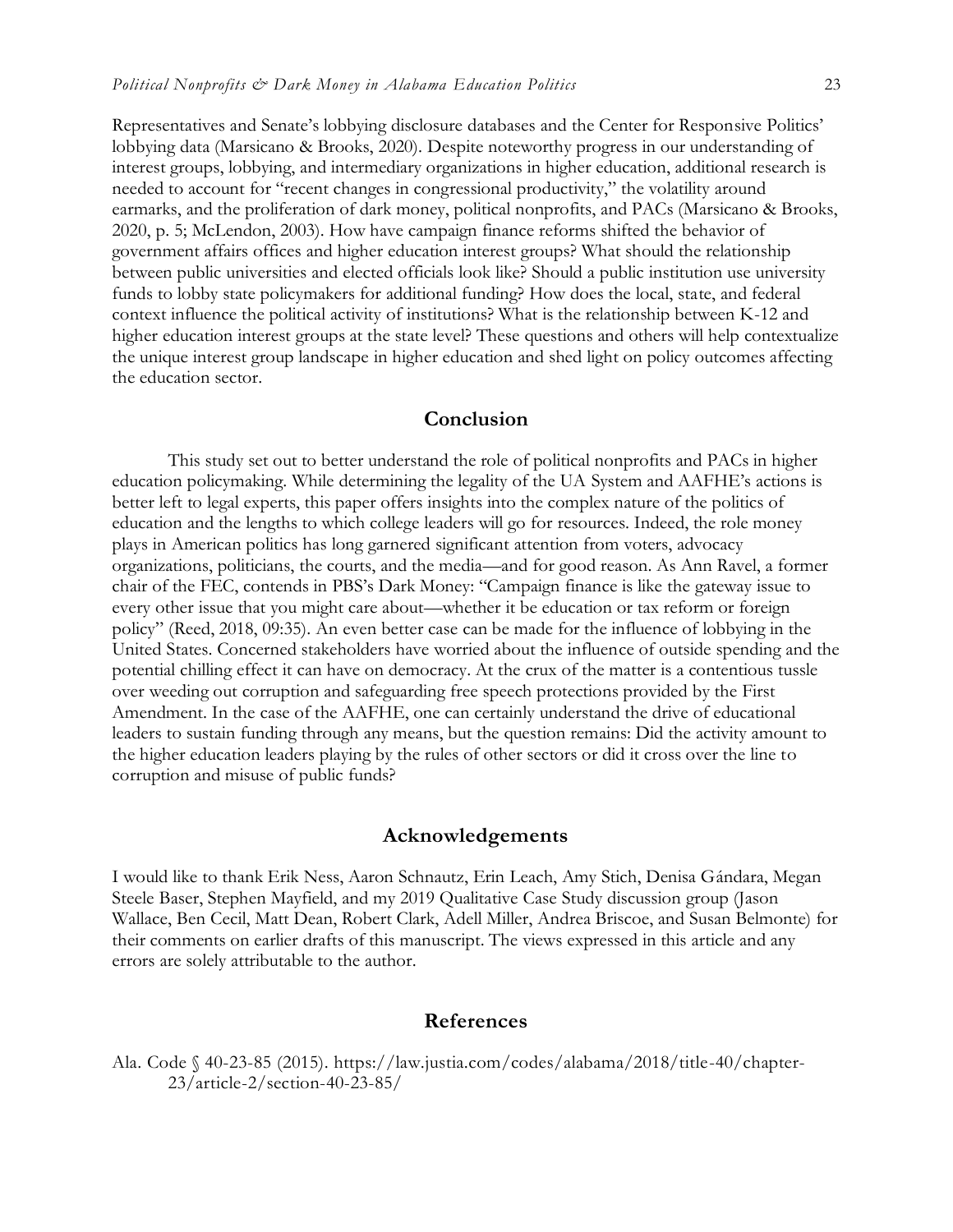Representatives and Senate's lobbying disclosure databases and the Center for Responsive Politics' lobbying data (Marsicano & Brooks, 2020). Despite noteworthy progress in our understanding of interest groups, lobbying, and intermediary organizations in higher education, additional research is needed to account for "recent changes in congressional productivity," the volatility around earmarks, and the proliferation of dark money, political nonprofits, and PACs (Marsicano & Brooks, 2020, p. 5; McLendon, 2003). How have campaign finance reforms shifted the behavior of government affairs offices and higher education interest groups? What should the relationship between public universities and elected officials look like? Should a public institution use university funds to lobby state policymakers for additional funding? How does the local, state, and federal context influence the political activity of institutions? What is the relationship between K-12 and higher education interest groups at the state level? These questions and others will help contextualize the unique interest group landscape in higher education and shed light on policy outcomes affecting the education sector.

## Conclusion

This study set out to better understand the role of political nonprofits and PACs in higher education policymaking. While determining the legality of the UA System and AAFHE's actions is better left to legal experts, this paper offers insights into the complex nature of the politics of education and the lengths to which college leaders will go for resources. Indeed, the role money plays in American politics has long garnered significant attention from voters, advocacy organizations, politicians, the courts, and the media—and for good reason. As Ann Ravel, a former chair of the FEC, contends in PBS's Dark Money: "Campaign finance is like the gateway issue to every other issue that you might care about—whether it be education or tax reform or foreign policy" (Reed, 2018, 09:35). An even better case can be made for the influence of lobbying in the United States. Concerned stakeholders have worried about the influence of outside spending and the potential chilling effect it can have on democracy. At the crux of the matter is a contentious tussle over weeding out corruption and safeguarding free speech protections provided by the First Amendment. In the case of the AAFHE, one can certainly understand the drive of educational leaders to sustain funding through any means, but the question remains: Did the activity amount to the higher education leaders playing by the rules of other sectors or did it cross over the line to corruption and misuse of public funds?

## Acknowledgements

I would like to thank Erik Ness, Aaron Schnautz, Erin Leach, Amy Stich, Denisa Gándara, Megan Steele Baser, Stephen Mayfield, and my 2019 Qualitative Case Study discussion group (Jason Wallace, Ben Cecil, Matt Dean, Robert Clark, Adell Miller, Andrea Briscoe, and Susan Belmonte) for their comments on earlier drafts of this manuscript. The views expressed in this article and any errors are solely attributable to the author.

## References

Ala. Code § 40-23-85 (2015). https://law.justia.com/codes/alabama/2018/title-40/chapter-23/article-2/section-40-23-85/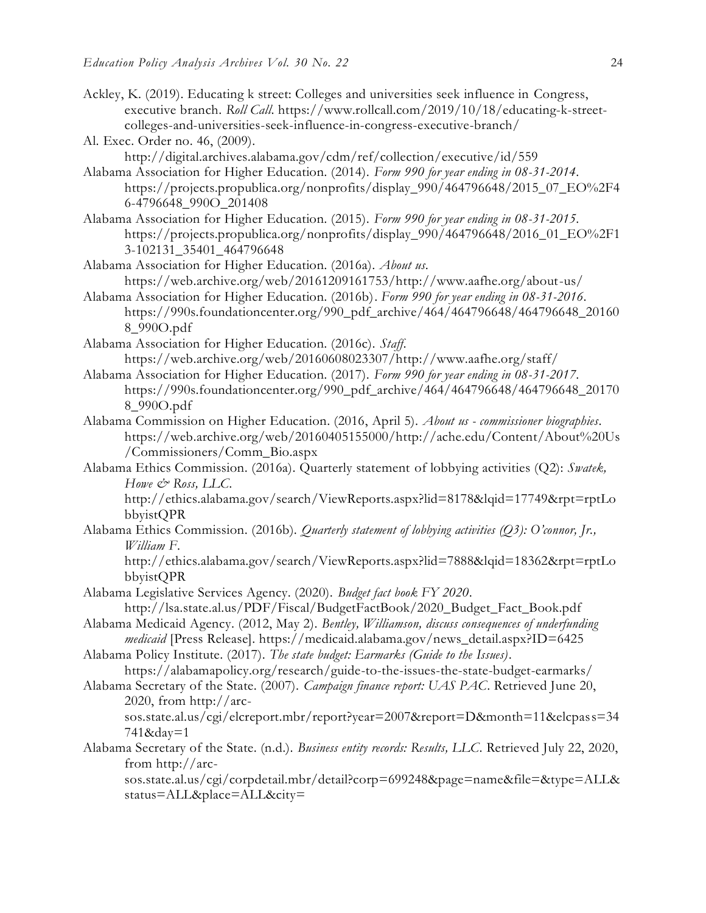Ackley, K. (2019). Educating k street: Colleges and universities seek influence in Congress, executive branch. *Roll Call*. https://www.rollcall.com/2019/10/18/educating-k-street-colleges-and-universities-seek-influence-in-congress-executive-branch/

Al. Exec. Order no. 46, (2009). http://digital.archives.alabama.gov/cdm/ref/collection/executive/id/559

Alabama Association for Higher Education. (2014). *Form 990 for year ending in 08-31-2014*. https://projects.propublica.org/nonprofits/display_990/464796648/2015_07_EO%2F46-4796648_990O_201408

Alabama Association for Higher Education. (2015). *Form 990 for year ending in 08-31-2015*. https://projects.propublica.org/nonprofits/display_990/464796648/2016_01_EO%2F13-102131_35401_464796648

Alabama Association for Higher Education. (2016a). *About us*. https://web.archive.org/web/20161209161753/http://www.aafhe.org/about-us/

Alabama Association for Higher Education. (2016b). *Form 990 for year ending in 08-31-2016*. https://990s.foundationcenter.org/990_pdf_archive/464/464796648/464796648_201608_990O.pdf

Alabama Association for Higher Education. (2016c). *Staff*. https://web.archive.org/web/20160608023307/http://www.aafhe.org/staff/

Alabama Association for Higher Education. (2017). *Form 990 for year ending in 08-31-2017*. https://990s.foundationcenter.org/990_pdf_archive/464/464796648/464796648_201708_990O.pdf

Alabama Commission on Higher Education. (2016, April 5). *About us - commissioner biographies*. https://web.archive.org/web/20160405155000/http://ache.edu/Content/About%20Us/Commissioners/Comm_Bio.aspx

Alabama Ethics Commission. (2016a). Quarterly statement of lobbying activities (Q2): *Swatek, Howe & Ross, LLC*. http://ethics.alabama.gov/search/ViewReports.aspx?lid=8178&lqid=17749&rpt=rptLobbyistQPR

Alabama Ethics Commission. (2016b). *Quarterly statement of lobbying activities (Q3): O'connor, Jr., William F*. http://ethics.alabama.gov/search/ViewReports.aspx?lid=7888&lqid=18362&rpt=rptLobbyistQPR

Alabama Legislative Services Agency. (2020). *Budget fact book FY 2020*. http://lsa.state.al.us/PDF/Fiscal/BudgetFactBook/2020_Budget_Fact_Book.pdf

Alabama Medicaid Agency. (2012, May 2). *Bentley, Williamson, discuss consequences of underfunding medicaid* [Press Release]. https://medicaid.alabama.gov/news_detail.aspx?ID=6425

Alabama Policy Institute. (2017). *The state budget: Earmarks (Guide to the Issues)*. https://alabamapolicy.org/research/guide-to-the-issues-the-state-budget-earmarks/

Alabama Secretary of the State. (2007). *Campaign finance report: UAS PAC*. Retrieved June 20, 2020, from http://arc-sos.state.al.us/cgi/elcreport.mbr/report?year=2007&report=D&month=11&elcpass=34741&day=1

Alabama Secretary of the State. (n.d.). *Business entity records: Results, LLC*. Retrieved July 22, 2020, from http://arc-sos.state.al.us/cgi/corpdetail.mbr/detail?corp=699248&page=name&file=&type=ALL&status=ALL&place=ALL&city=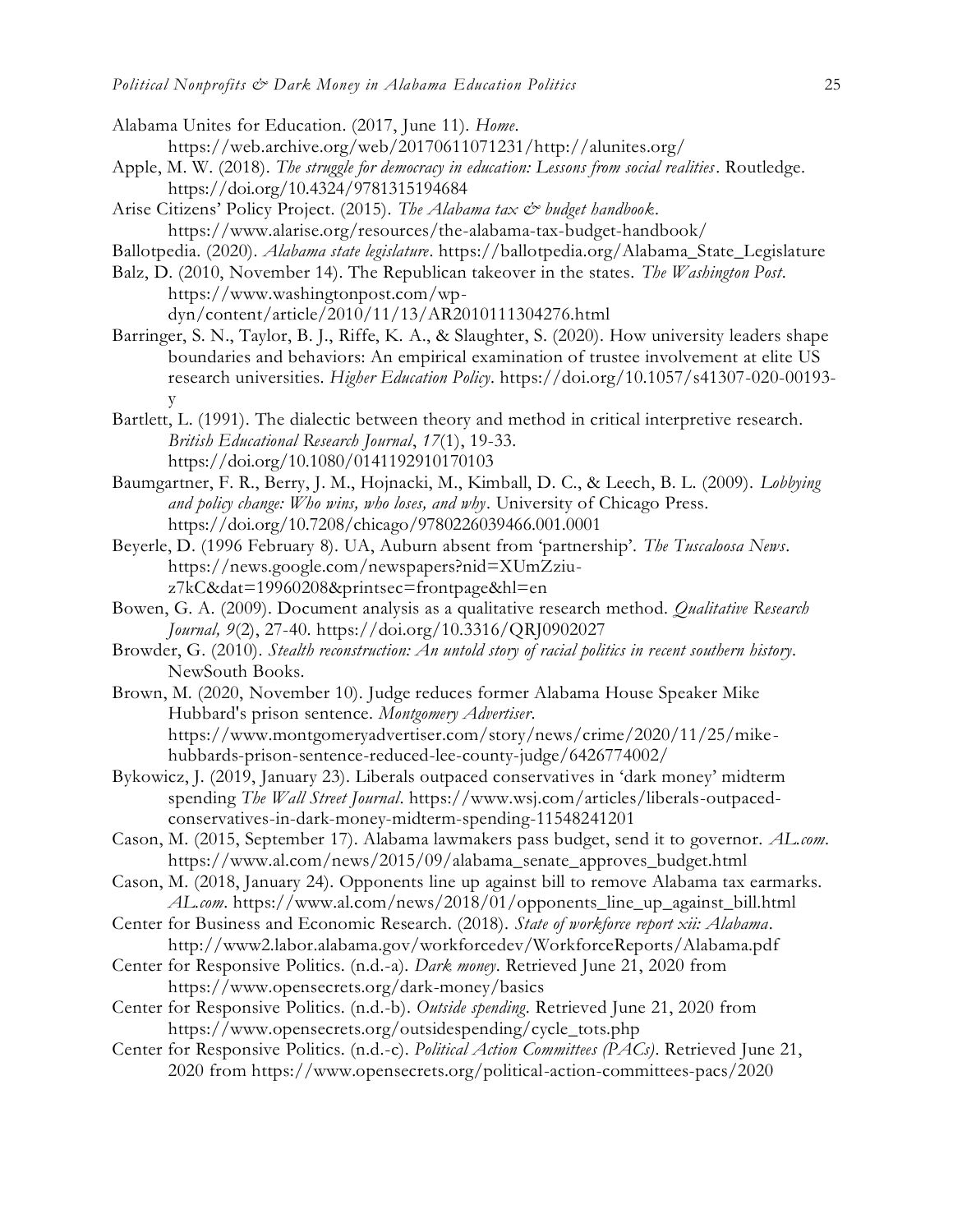Alabama Unites for Education. (2017, June 11). *Home*. https://web.archive.org/web/20170611071231/http://alunites.org/

Apple, M. W. (2018). *The struggle for democracy in education: Lessons from social realities*. Routledge. https://doi.org/10.4324/9781315194684

Arise Citizens' Policy Project. (2015). *The Alabama tax & budget handbook*. https://www.alarise.org/resources/the-alabama-tax-budget-handbook/

Ballotpedia. (2020). *Alabama state legislature*. https://ballotpedia.org/Alabama_State_Legislature

Balz, D. (2010, November 14). The Republican takeover in the states. *The Washington Post*. https://www.washingtonpost.com/wp-dyn/content/article/2010/11/13/AR2010111304276.html

Barringer, S. N., Taylor, B. J., Riffe, K. A., & Slaughter, S. (2020). How university leaders shape boundaries and behaviors: An empirical examination of trustee involvement at elite US research universities. *Higher Education Policy*. https://doi.org/10.1057/s41307-020-00193-y

Bartlett, L. (1991). The dialectic between theory and method in critical interpretive research. *British Educational Research Journal*, *17*(1), 19-33. https://doi.org/10.1080/0141192910170103

Baumgartner, F. R., Berry, J. M., Hojnacki, M., Kimball, D. C., & Leech, B. L. (2009). *Lobbying and policy change: Who wins, who loses, and why*. University of Chicago Press. https://doi.org/10.7208/chicago/9780226039466.001.0001

Beyerle, D. (1996 February 8). UA, Auburn absent from 'partnership'. *The Tuscaloosa News*. https://news.google.com/newspapers?nid=XUmZziu-z7kC&dat=19960208&printsec=frontpage&hl=en

Bowen, G. A. (2009). Document analysis as a qualitative research method. *Qualitative Research Journal, 9*(2), 27-40. https://doi.org/10.3316/QRJ0902027

Browder, G. (2010). *Stealth reconstruction: An untold story of racial politics in recent southern history*. NewSouth Books.

Brown, M. (2020, November 10). Judge reduces former Alabama House Speaker Mike Hubbard's prison sentence. *Montgomery Advertiser*. https://www.montgomeryadvertiser.com/story/news/crime/2020/11/25/mike-hubbards-prison-sentence-reduced-lee-county-judge/6426774002/

Bykowicz, J. (2019, January 23). Liberals outpaced conservatives in 'dark money' midterm spending *The Wall Street Journal*. https://www.wsj.com/articles/liberals-outpaced-conservatives-in-dark-money-midterm-spending-11548241201

Cason, M. (2015, September 17). Alabama lawmakers pass budget, send it to governor. *AL.com*. https://www.al.com/news/2015/09/alabama_senate_approves_budget.html

Cason, M. (2018, January 24). Opponents line up against bill to remove Alabama tax earmarks. *AL.com*. https://www.al.com/news/2018/01/opponents_line_up_against_bill.html

Center for Business and Economic Research. (2018). *State of workforce report xii: Alabama*. http://www2.labor.alabama.gov/workforcedev/WorkforceReports/Alabama.pdf

Center for Responsive Politics. (n.d.-a). *Dark money*. Retrieved June 21, 2020 from https://www.opensecrets.org/dark-money/basics

Center for Responsive Politics. (n.d.-b). *Outside spending*. Retrieved June 21, 2020 from https://www.opensecrets.org/outsidespending/cycle_tots.php

Center for Responsive Politics. (n.d.-c). *Political Action Committees (PACs)*. Retrieved June 21, 2020 from https://www.opensecrets.org/political-action-committees-pacs/2020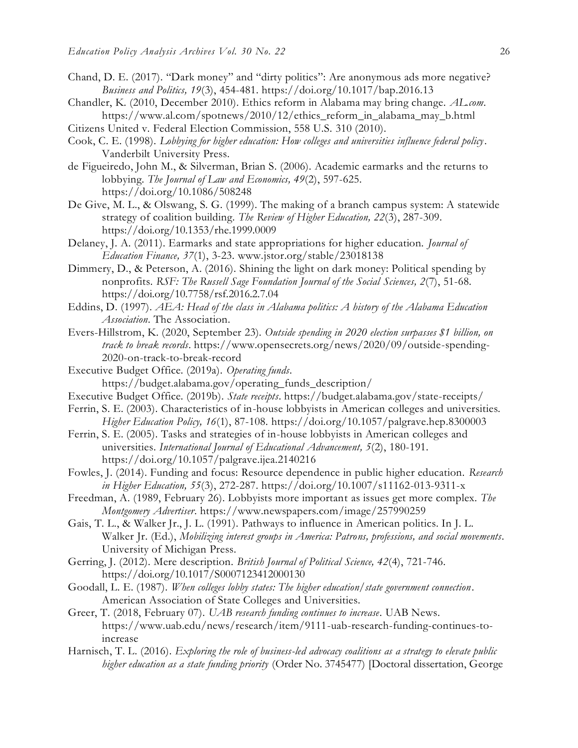Chand, D. E. (2017). "Dark money" and "dirty politics": Are anonymous ads more negative? *Business and Politics, 19*(3), 454-481. https://doi.org/10.1017/bap.2016.13

Chandler, K. (2010, December 2010). Ethics reform in Alabama may bring change. *AL.com*. https://www.al.com/spotnews/2010/12/ethics_reform_in_alabama_may_b.html

Citizens United v. Federal Election Commission, 558 U.S. 310 (2010).

Cook, C. E. (1998). *Lobbying for higher education: How colleges and universities influence federal policy*. Vanderbilt University Press.

de Figueiredo, John M., & Silverman, Brian S. (2006). Academic earmarks and the returns to lobbying. *The Journal of Law and Economics, 49*(2), 597-625. https://doi.org/10.1086/508248

De Give, M. L., & Olswang, S. G. (1999). The making of a branch campus system: A statewide strategy of coalition building. *The Review of Higher Education, 22*(3), 287-309. https://doi.org/10.1353/rhe.1999.0009

Delaney, J. A. (2011). Earmarks and state appropriations for higher education. *Journal of Education Finance, 37*(1), 3-23. www.jstor.org/stable/23018138

Dimmery, D., & Peterson, A. (2016). Shining the light on dark money: Political spending by nonprofits. *RSF: The Russell Sage Foundation Journal of the Social Sciences, 2*(7), 51-68. https://doi.org/10.7758/rsf.2016.2.7.04

Eddins, D. (1997). *AEA: Head of the class in Alabama politics: A history of the Alabama Education Association*. The Association.

Evers-Hillstrom, K. (2020, September 23). *Outside spending in 2020 election surpasses $1 billion, on track to break records*. https://www.opensecrets.org/news/2020/09/outside-spending-2020-on-track-to-break-record

Executive Budget Office. (2019a). *Operating funds*. https://budget.alabama.gov/operating_funds_description/

Executive Budget Office. (2019b). *State receipts*. https://budget.alabama.gov/state-receipts/

Ferrin, S. E. (2003). Characteristics of in-house lobbyists in American colleges and universities. *Higher Education Policy, 16*(1), 87-108. https://doi.org/10.1057/palgrave.hep.8300003

Ferrin, S. E. (2005). Tasks and strategies of in-house lobbyists in American colleges and universities. *International Journal of Educational Advancement, 5*(2), 180-191. https://doi.org/10.1057/palgrave.ijea.2140216

Fowles, J. (2014). Funding and focus: Resource dependence in public higher education. *Research in Higher Education, 55*(3), 272-287. https://doi.org/10.1007/s11162-013-9311-x

Freedman, A. (1989, February 26). Lobbyists more important as issues get more complex. *The Montgomery Advertiser*. https://www.newspapers.com/image/257990259

Gais, T. L., & Walker Jr., J. L. (1991). Pathways to influence in American politics. In J. L. Walker Jr. (Ed.), *Mobilizing interest groups in America: Patrons, professions, and social movements*. University of Michigan Press.

Gerring, J. (2012). Mere description. *British Journal of Political Science, 42*(4), 721-746. https://doi.org/10.1017/S0007123412000130

Goodall, L. E. (1987). *When colleges lobby states: The higher education/state government connection*. American Association of State Colleges and Universities.

Greer, T. (2018, February 07). *UAB research funding continues to increase*. UAB News. https://www.uab.edu/news/research/item/9111-uab-research-funding-continues-to-increase

Harnisch, T. L. (2016). *Exploring the role of business-led advocacy coalitions as a strategy to elevate public higher education as a state funding priority* (Order No. 3745477) [Doctoral dissertation, George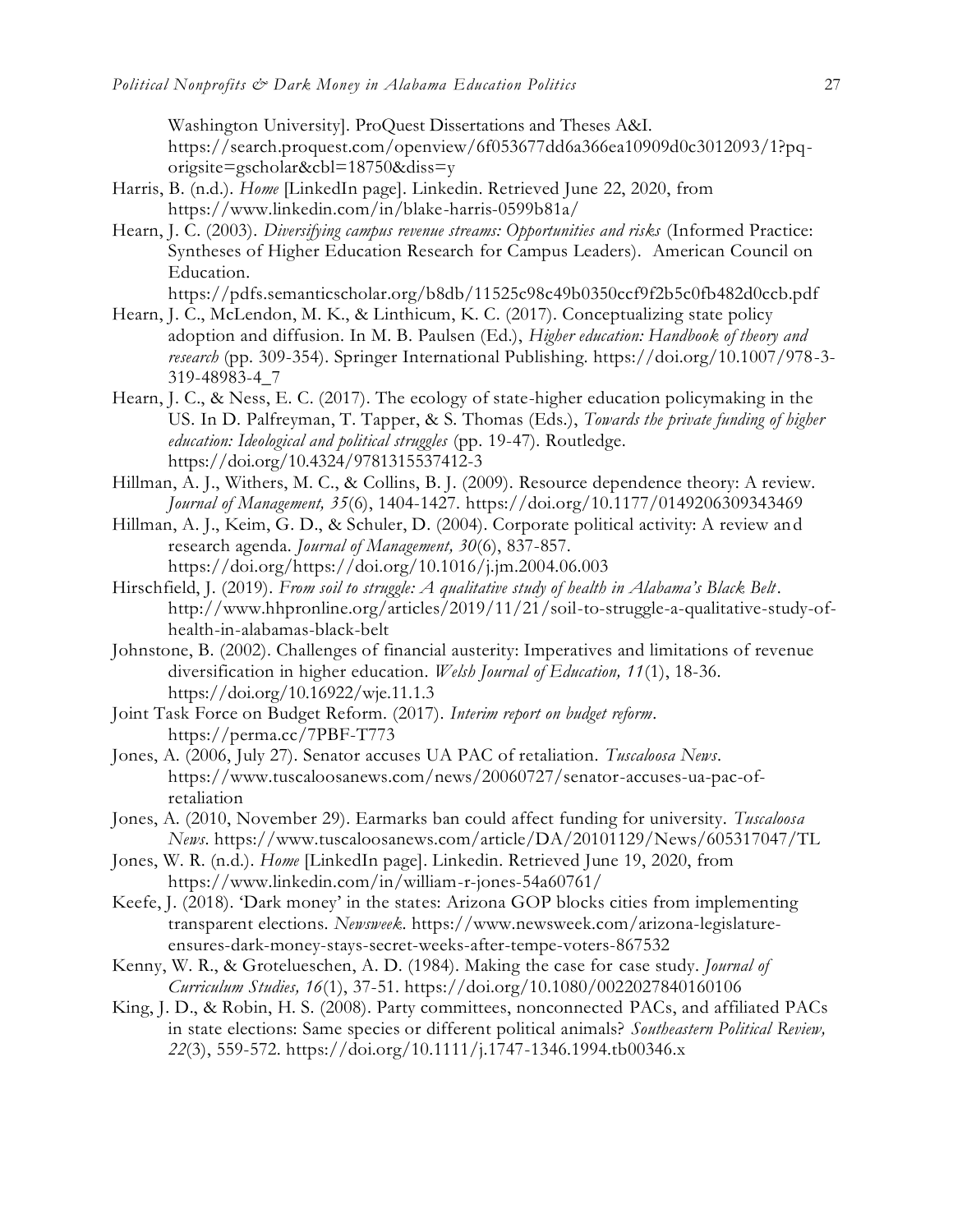Washington University]. ProQuest Dissertations and Theses A&I. https://search.proquest.com/openview/6f053677dd6a366ea10909d0c3012093/1?pq-origsite=gscholar&cbl=18750&diss=y

Harris, B. (n.d.). *Home* [LinkedIn page]. Linkedin. Retrieved June 22, 2020, from https://www.linkedin.com/in/blake-harris-0599b81a/

Hearn, J. C. (2003). *Diversifying campus revenue streams: Opportunities and risks* (Informed Practice: Syntheses of Higher Education Research for Campus Leaders). American Council on Education. https://pdfs.semanticscholar.org/b8db/11525c98c49b0350ccf9f2b5c0fb482d0ccb.pdf

Hearn, J. C., McLendon, M. K., & Linthicum, K. C. (2017). Conceptualizing state policy adoption and diffusion. In M. B. Paulsen (Ed.), *Higher education: Handbook of theory and research* (pp. 309-354). Springer International Publishing. https://doi.org/10.1007/978-3-319-48983-4_7

Hearn, J. C., & Ness, E. C. (2017). The ecology of state-higher education policymaking in the US. In D. Palfreyman, T. Tapper, & S. Thomas (Eds.), *Towards the private funding of higher education: Ideological and political struggles* (pp. 19-47). Routledge. https://doi.org/10.4324/9781315537412-3

Hillman, A. J., Withers, M. C., & Collins, B. J. (2009). Resource dependence theory: A review. *Journal of Management, 35*(6), 1404-1427. https://doi.org/10.1177/0149206309343469

Hillman, A. J., Keim, G. D., & Schuler, D. (2004). Corporate political activity: A review and research agenda. *Journal of Management, 30*(6), 837-857. https://doi.org/https://doi.org/10.1016/j.jm.2004.06.003

Hirschfield, J. (2019). *From soil to struggle: A qualitative study of health in Alabama's Black Belt*. http://www.hhpronline.org/articles/2019/11/21/soil-to-struggle-a-qualitative-study-of-health-in-alabamas-black-belt

Johnstone, B. (2002). Challenges of financial austerity: Imperatives and limitations of revenue diversification in higher education. *Welsh Journal of Education, 11*(1), 18-36. https://doi.org/10.16922/wje.11.1.3

Joint Task Force on Budget Reform. (2017). *Interim report on budget reform*. https://perma.cc/7PBF-T773

Jones, A. (2006, July 27). Senator accuses UA PAC of retaliation. *Tuscaloosa News*. https://www.tuscaloosanews.com/news/20060727/senator-accuses-ua-pac-of-retaliation

Jones, A. (2010, November 29). Earmarks ban could affect funding for university. *Tuscaloosa News*. https://www.tuscaloosanews.com/article/DA/20101129/News/605317047/TL

Jones, W. R. (n.d.). *Home* [LinkedIn page]. Linkedin. Retrieved June 19, 2020, from https://www.linkedin.com/in/william-r-jones-54a60761/

Keefe, J. (2018). 'Dark money' in the states: Arizona GOP blocks cities from implementing transparent elections. *Newsweek*. https://www.newsweek.com/arizona-legislature-ensures-dark-money-stays-secret-weeks-after-tempe-voters-867532

Kenny, W. R., & Grotelueschen, A. D. (1984). Making the case for case study. *Journal of Curriculum Studies, 16*(1), 37-51. https://doi.org/10.1080/0022027840160106

King, J. D., & Robin, H. S. (2008). Party committees, nonconnected PACs, and affiliated PACs in state elections: Same species or different political animals? *Southeastern Political Review, 22*(3), 559-572. https://doi.org/10.1111/j.1747-1346.1994.tb00346.x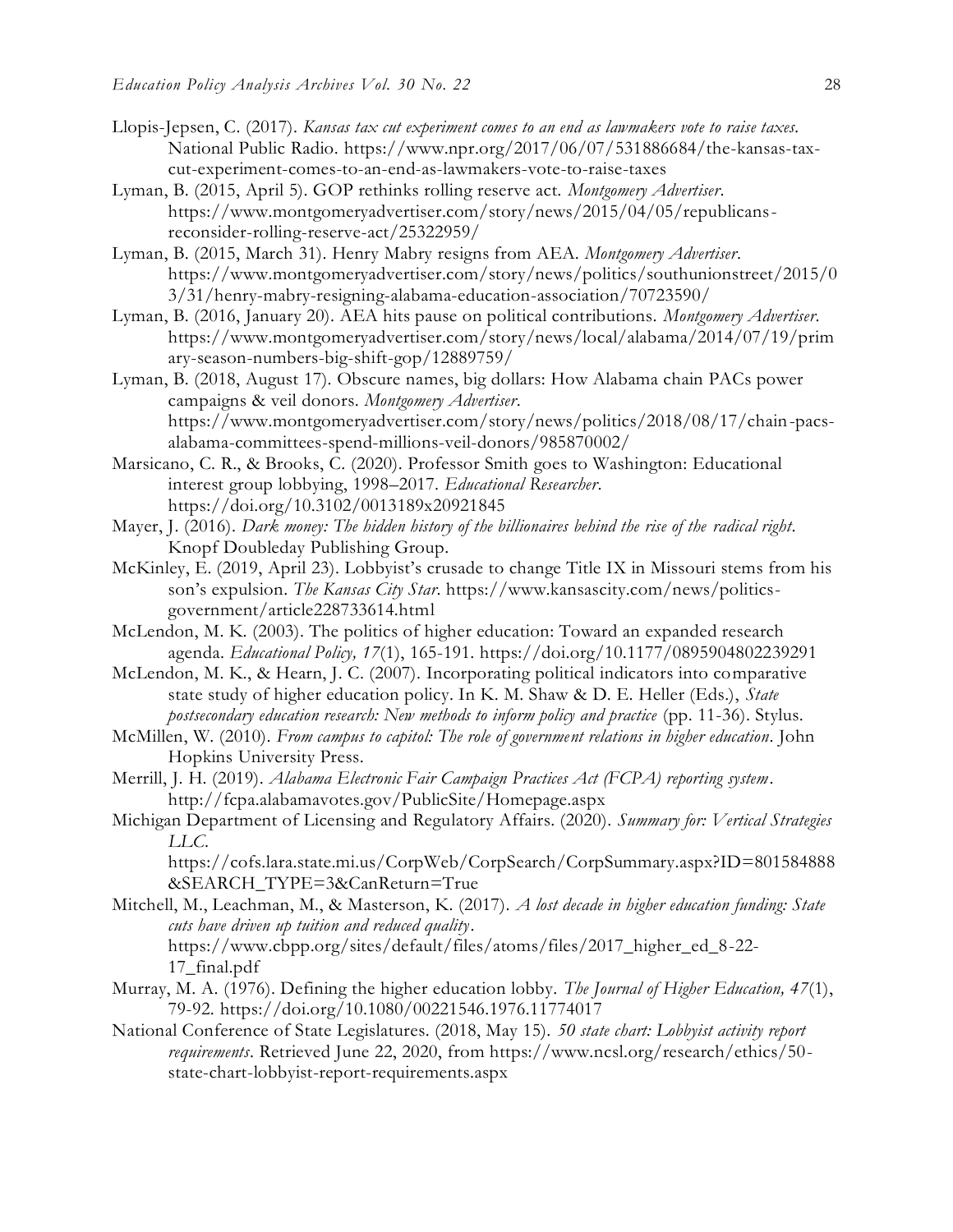Llopis-Jepsen, C. (2017). *Kansas tax cut experiment comes to an end as lawmakers vote to raise taxes*. National Public Radio. https://www.npr.org/2017/06/07/531886684/the-kansas-tax-cut-experiment-comes-to-an-end-as-lawmakers-vote-to-raise-taxes

Lyman, B. (2015, April 5). GOP rethinks rolling reserve act. *Montgomery Advertiser*. https://www.montgomeryadvertiser.com/story/news/2015/04/05/republicans-reconsider-rolling-reserve-act/25322959/

Lyman, B. (2015, March 31). Henry Mabry resigns from AEA. *Montgomery Advertiser*. https://www.montgomeryadvertiser.com/story/news/politics/southunionstreet/2015/03/31/henry-mabry-resigning-alabama-education-association/70723590/

Lyman, B. (2016, January 20). AEA hits pause on political contributions. *Montgomery Advertiser*. https://www.montgomeryadvertiser.com/story/news/local/alabama/2014/07/19/primary-season-numbers-big-shift-gop/12889759/

Lyman, B. (2018, August 17). Obscure names, big dollars: How Alabama chain PACs power campaigns & veil donors. *Montgomery Advertiser*. https://www.montgomeryadvertiser.com/story/news/politics/2018/08/17/chain-pacs-alabama-committees-spend-millions-veil-donors/985870002/

Marsicano, C. R., & Brooks, C. (2020). Professor Smith goes to Washington: Educational interest group lobbying, 1998–2017. *Educational Researcher*. https://doi.org/10.3102/0013189x20921845

Mayer, J. (2016). *Dark money: The hidden history of the billionaires behind the rise of the radical right*. Knopf Doubleday Publishing Group.

McKinley, E. (2019, April 23). Lobbyist's crusade to change Title IX in Missouri stems from his son's expulsion. *The Kansas City Star*. https://www.kansascity.com/news/politics-government/article228733614.html

McLendon, M. K. (2003). The politics of higher education: Toward an expanded research agenda. *Educational Policy, 17*(1), 165-191. https://doi.org/10.1177/0895904802239291

McLendon, M. K., & Hearn, J. C. (2007). Incorporating political indicators into comparative state study of higher education policy. In K. M. Shaw & D. E. Heller (Eds.), *State postsecondary education research: New methods to inform policy and practice* (pp. 11-36). Stylus.

McMillen, W. (2010). *From campus to capitol: The role of government relations in higher education*. John Hopkins University Press.

Merrill, J. H. (2019). *Alabama Electronic Fair Campaign Practices Act (FCPA) reporting system*. http://fcpa.alabamavotes.gov/PublicSite/Homepage.aspx

Michigan Department of Licensing and Regulatory Affairs. (2020). *Summary for: Vertical Strategies LLC.* https://cofs.lara.state.mi.us/CorpWeb/CorpSearch/CorpSummary.aspx?ID=801584888&SEARCH_TYPE=3&CanReturn=True

Mitchell, M., Leachman, M., & Masterson, K. (2017). *A lost decade in higher education funding: State cuts have driven up tuition and reduced quality*. https://www.cbpp.org/sites/default/files/atoms/files/2017_higher_ed_8-22-17_final.pdf

Murray, M. A. (1976). Defining the higher education lobby. *The Journal of Higher Education, 47*(1), 79-92. https://doi.org/10.1080/00221546.1976.11774017

National Conference of State Legislatures. (2018, May 15). *50 state chart: Lobbyist activity report requirements*. Retrieved June 22, 2020, from https://www.ncsl.org/research/ethics/50-state-chart-lobbyist-report-requirements.aspx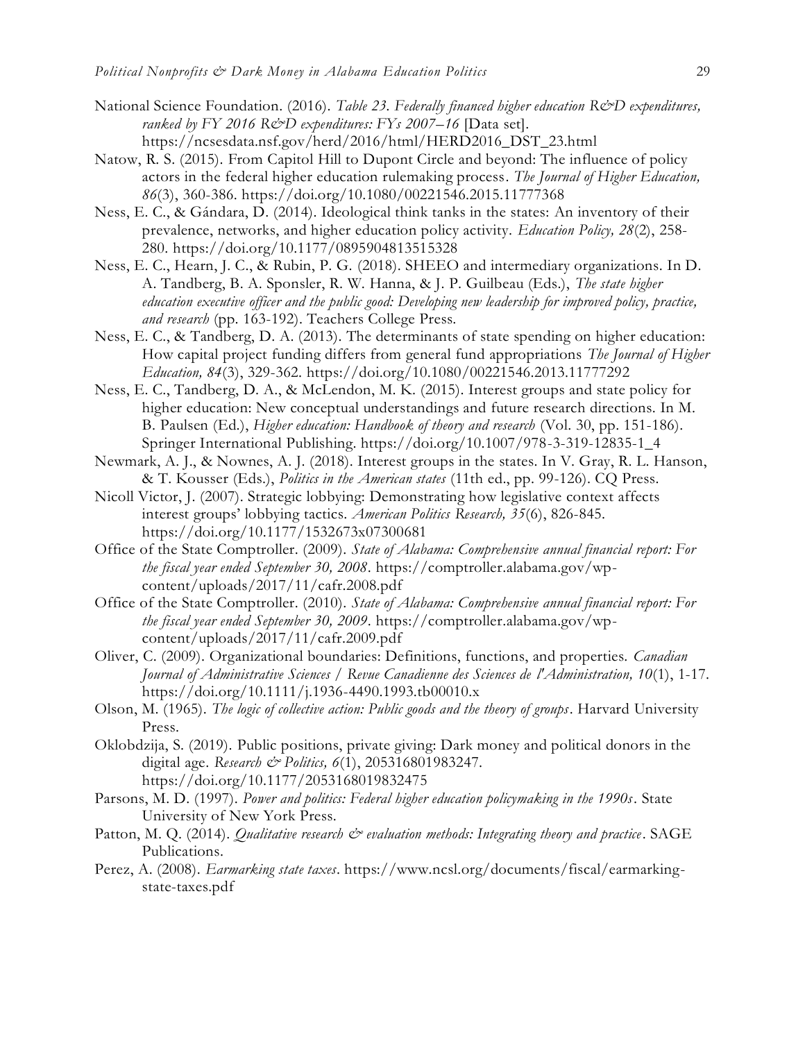National Science Foundation. (2016). *Table 23. Federally financed higher education R&D expenditures, ranked by FY 2016 R&D expenditures: FYs 2007–16* [Data set]. https://ncsesdata.nsf.gov/herd/2016/html/HERD2016_DST_23.html

Natow, R. S. (2015). From Capitol Hill to Dupont Circle and beyond: The influence of policy actors in the federal higher education rulemaking process. *The Journal of Higher Education, 86*(3), 360-386. https://doi.org/10.1080/00221546.2015.11777368

Ness, E. C., & Gándara, D. (2014). Ideological think tanks in the states: An inventory of their prevalence, networks, and higher education policy activity. *Education Policy, 28*(2), 258-280. https://doi.org/10.1177/0895904813515328

Ness, E. C., Hearn, J. C., & Rubin, P. G. (2018). SHEEO and intermediary organizations. In D. A. Tandberg, B. A. Sponsler, R. W. Hanna, & J. P. Guilbeau (Eds.), *The state higher education executive officer and the public good: Developing new leadership for improved policy, practice, and research* (pp. 163-192). Teachers College Press.

Ness, E. C., & Tandberg, D. A. (2013). The determinants of state spending on higher education: How capital project funding differs from general fund appropriations *The Journal of Higher Education, 84*(3), 329-362. https://doi.org/10.1080/00221546.2013.11777292

Ness, E. C., Tandberg, D. A., & McLendon, M. K. (2015). Interest groups and state policy for higher education: New conceptual understandings and future research directions. In M. B. Paulsen (Ed.), *Higher education: Handbook of theory and research* (Vol. 30, pp. 151-186). Springer International Publishing. https://doi.org/10.1007/978-3-319-12835-1_4

Newmark, A. J., & Nownes, A. J. (2018). Interest groups in the states. In V. Gray, R. L. Hanson, & T. Kousser (Eds.), *Politics in the American states* (11th ed., pp. 99-126). CQ Press.

Nicoll Victor, J. (2007). Strategic lobbying: Demonstrating how legislative context affects interest groups' lobbying tactics. *American Politics Research, 35*(6), 826-845. https://doi.org/10.1177/1532673x07300681

Office of the State Comptroller. (2009). *State of Alabama: Comprehensive annual financial report: For the fiscal year ended September 30, 2008*. https://comptroller.alabama.gov/wp-content/uploads/2017/11/cafr.2008.pdf

Office of the State Comptroller. (2010). *State of Alabama: Comprehensive annual financial report: For the fiscal year ended September 30, 2009*. https://comptroller.alabama.gov/wp-content/uploads/2017/11/cafr.2009.pdf

Oliver, C. (2009). Organizational boundaries: Definitions, functions, and properties. *Canadian Journal of Administrative Sciences / Revue Canadienne des Sciences de l'Administration, 10*(1), 1-17. https://doi.org/10.1111/j.1936-4490.1993.tb00010.x

Olson, M. (1965). *The logic of collective action: Public goods and the theory of groups*. Harvard University Press.

Oklobdzija, S. (2019). Public positions, private giving: Dark money and political donors in the digital age. *Research & Politics, 6*(1), 205316801983247. https://doi.org/10.1177/2053168019832475

Parsons, M. D. (1997). *Power and politics: Federal higher education policymaking in the 1990s*. State University of New York Press.

Patton, M. Q. (2014). *Qualitative research & evaluation methods: Integrating theory and practice*. SAGE Publications.

Perez, A. (2008). *Earmarking state taxes*. https://www.ncsl.org/documents/fiscal/earmarking-state-taxes.pdf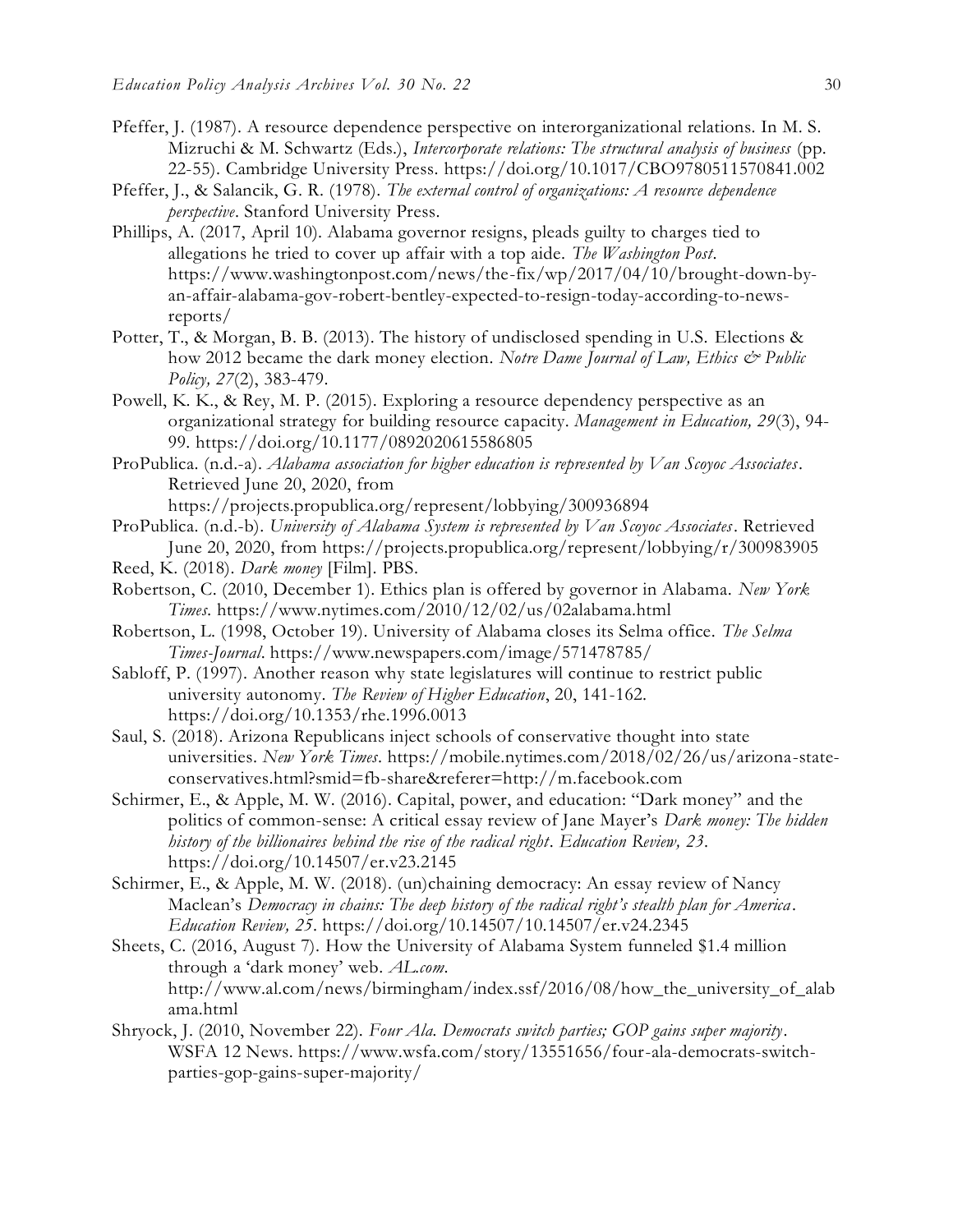Pfeffer, J. (1987). A resource dependence perspective on interorganizational relations. In M. S. Mizruchi & M. Schwartz (Eds.), *Intercorporate relations: The structural analysis of business* (pp. 22-55). Cambridge University Press. https://doi.org/10.1017/CBO9780511570841.002

Pfeffer, J., & Salancik, G. R. (1978). *The external control of organizations: A resource dependence perspective*. Stanford University Press.

Phillips, A. (2017, April 10). Alabama governor resigns, pleads guilty to charges tied to allegations he tried to cover up affair with a top aide. *The Washington Post*. https://www.washingtonpost.com/news/the-fix/wp/2017/04/10/brought-down-by-an-affair-alabama-gov-robert-bentley-expected-to-resign-today-according-to-news-reports/

Potter, T., & Morgan, B. B. (2013). The history of undisclosed spending in U.S. Elections & how 2012 became the dark money election. *Notre Dame Journal of Law, Ethics & Public Policy, 27*(2), 383-479.

Powell, K. K., & Rey, M. P. (2015). Exploring a resource dependency perspective as an organizational strategy for building resource capacity. *Management in Education, 29*(3), 94-99. https://doi.org/10.1177/0892020615586805

ProPublica. (n.d.-a). *Alabama association for higher education is represented by Van Scoyoc Associates*. Retrieved June 20, 2020, from https://projects.propublica.org/represent/lobbying/300936894

ProPublica. (n.d.-b). *University of Alabama System is represented by Van Scoyoc Associates*. Retrieved June 20, 2020, from https://projects.propublica.org/represent/lobbying/r/300983905

Reed, K. (2018). *Dark money* [Film]. PBS.

Robertson, C. (2010, December 1). Ethics plan is offered by governor in Alabama. *New York Times*. https://www.nytimes.com/2010/12/02/us/02alabama.html

Robertson, L. (1998, October 19). University of Alabama closes its Selma office. *The Selma Times-Journal*. https://www.newspapers.com/image/571478785/

Sabloff, P. (1997). Another reason why state legislatures will continue to restrict public university autonomy. *The Review of Higher Education*, 20, 141-162. https://doi.org/10.1353/rhe.1996.0013

Saul, S. (2018). Arizona Republicans inject schools of conservative thought into state universities. *New York Times*. https://mobile.nytimes.com/2018/02/26/us/arizona-state-conservatives.html?smid=fb-share&referer=http://m.facebook.com

Schirmer, E., & Apple, M. W. (2016). Capital, power, and education: "Dark money" and the politics of common-sense: A critical essay review of Jane Mayer's *Dark money: The hidden history of the billionaires behind the rise of the radical right*. *Education Review, 23*. https://doi.org/10.14507/er.v23.2145

Schirmer, E., & Apple, M. W. (2018). (un)chaining democracy: An essay review of Nancy Maclean's *Democracy in chains: The deep history of the radical right's stealth plan for America*. *Education Review, 25*. https://doi.org/10.14507/10.14507/er.v24.2345

Sheets, C. (2016, August 7). How the University of Alabama System funneled $1.4 million through a 'dark money' web. *AL.com*. http://www.al.com/news/birmingham/index.ssf/2016/08/how_the_university_of_alabama.html

Shryock, J. (2010, November 22). *Four Ala. Democrats switch parties; GOP gains super majority*. WSFA 12 News. https://www.wsfa.com/story/13551656/four-ala-democrats-switch-parties-gop-gains-super-majority/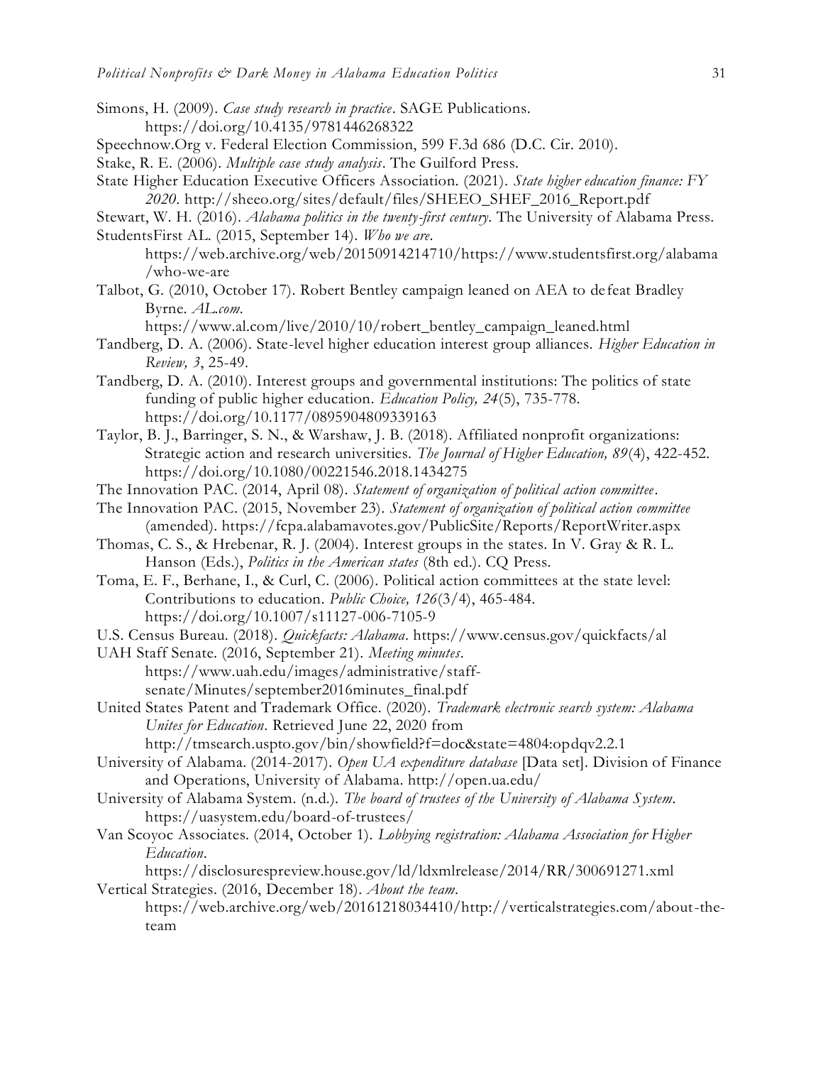Simons, H. (2009). *Case study research in practice*. SAGE Publications. https://doi.org/10.4135/9781446268322

Speechnow.Org v. Federal Election Commission, 599 F.3d 686 (D.C. Cir. 2010).

Stake, R. E. (2006). *Multiple case study analysis*. The Guilford Press.

State Higher Education Executive Officers Association. (2021). *State higher education finance: FY 2020*. http://sheeo.org/sites/default/files/SHEEO_SHEF_2016_Report.pdf

Stewart, W. H. (2016). *Alabama politics in the twenty-first century*. The University of Alabama Press.

StudentsFirst AL. (2015, September 14). *Who we are*. https://web.archive.org/web/20150914214710/https://www.studentsfirst.org/alabama/who-we-are

Talbot, G. (2010, October 17). Robert Bentley campaign leaned on AEA to defeat Bradley Byrne. *AL.com*. https://www.al.com/live/2010/10/robert_bentley_campaign_leaned.html

Tandberg, D. A. (2006). State-level higher education interest group alliances. *Higher Education in Review, 3*, 25-49.

Tandberg, D. A. (2010). Interest groups and governmental institutions: The politics of state funding of public higher education. *Education Policy, 24*(5), 735-778. https://doi.org/10.1177/0895904809339163

Taylor, B. J., Barringer, S. N., & Warshaw, J. B. (2018). Affiliated nonprofit organizations: Strategic action and research universities. *The Journal of Higher Education, 89*(4), 422-452. https://doi.org/10.1080/00221546.2018.1434275

The Innovation PAC. (2014, April 08). *Statement of organization of political action committee*.

The Innovation PAC. (2015, November 23). *Statement of organization of political action committee* (amended). https://fcpa.alabamavotes.gov/PublicSite/Reports/ReportWriter.aspx

Thomas, C. S., & Hrebenar, R. J. (2004). Interest groups in the states. In V. Gray & R. L. Hanson (Eds.), *Politics in the American states* (8th ed.). CQ Press.

Toma, E. F., Berhane, I., & Curl, C. (2006). Political action committees at the state level: Contributions to education. *Public Choice, 126*(3/4), 465-484. https://doi.org/10.1007/s11127-006-7105-9

U.S. Census Bureau. (2018). *Quickfacts: Alabama*. https://www.census.gov/quickfacts/al

UAH Staff Senate. (2016, September 21). *Meeting minutes*. https://www.uah.edu/images/administrative/staff-senate/Minutes/september2016minutes_final.pdf

United States Patent and Trademark Office. (2020). *Trademark electronic search system: Alabama Unites for Education*. Retrieved June 22, 2020 from http://tmsearch.uspto.gov/bin/showfield?f=doc&state=4804:opdqv2.2.1

University of Alabama. (2014-2017). *Open UA expenditure database* [Data set]. Division of Finance and Operations, University of Alabama. http://open.ua.edu/

University of Alabama System. (n.d.). *The board of trustees of the University of Alabama System*. https://uasystem.edu/board-of-trustees/

Van Scoyoc Associates. (2014, October 1). *Lobbying registration: Alabama Association for Higher Education*. https://disclosurespreview.house.gov/ld/ldxmlrelease/2014/RR/300691271.xml

Vertical Strategies. (2016, December 18). *About the team*. https://web.archive.org/web/20161218034410/http://verticalstrategies.com/about-the-team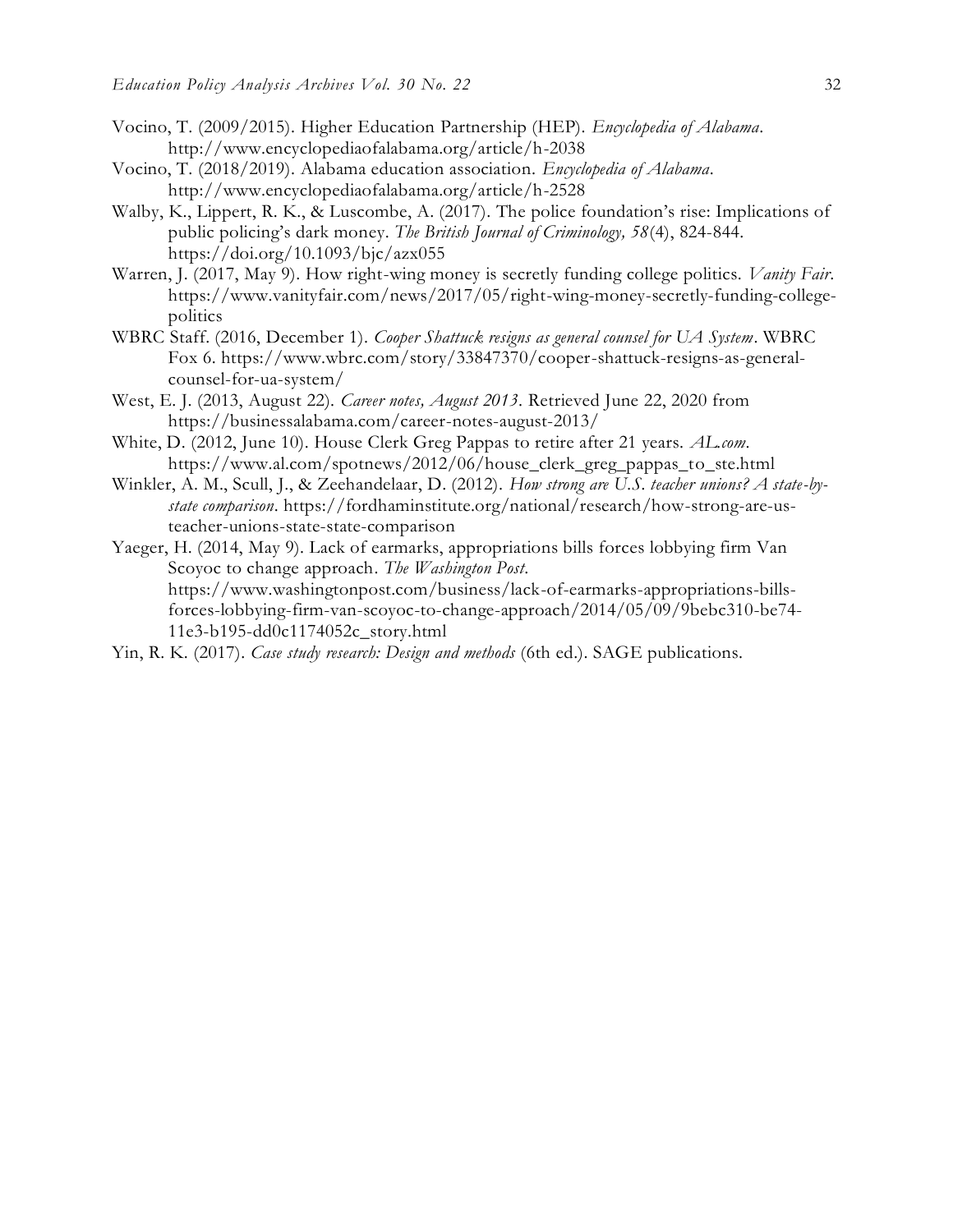Vocino, T. (2009/2015). Higher Education Partnership (HEP). *Encyclopedia of Alabama*. http://www.encyclopediaofalabama.org/article/h-2038

Vocino, T. (2018/2019). Alabama education association. *Encyclopedia of Alabama*. http://www.encyclopediaofalabama.org/article/h-2528

Walby, K., Lippert, R. K., & Luscombe, A. (2017). The police foundation's rise: Implications of public policing's dark money. *The British Journal of Criminology, 58*(4), 824-844. https://doi.org/10.1093/bjc/azx055

Warren, J. (2017, May 9). How right-wing money is secretly funding college politics. *Vanity Fair*. https://www.vanityfair.com/news/2017/05/right-wing-money-secretly-funding-college-politics

WBRC Staff. (2016, December 1). *Cooper Shattuck resigns as general counsel for UA System*. WBRC Fox 6. https://www.wbrc.com/story/33847370/cooper-shattuck-resigns-as-general-counsel-for-ua-system/

West, E. J. (2013, August 22). *Career notes, August 2013*. Retrieved June 22, 2020 from https://businessalabama.com/career-notes-august-2013/

White, D. (2012, June 10). House Clerk Greg Pappas to retire after 21 years. *AL.com*. https://www.al.com/spotnews/2012/06/house_clerk_greg_pappas_to_ste.html

Winkler, A. M., Scull, J., & Zeehandelaar, D. (2012). *How strong are U.S. teacher unions? A state-by-state comparison*. https://fordhaminstitute.org/national/research/how-strong-are-us-teacher-unions-state-state-comparison

Yaeger, H. (2014, May 9). Lack of earmarks, appropriations bills forces lobbying firm Van Scoyoc to change approach. *The Washington Post*. https://www.washingtonpost.com/business/lack-of-earmarks-appropriations-bills-forces-lobbying-firm-van-scoyoc-to-change-approach/2014/05/09/9bebc310-be74-11e3-b195-dd0c1174052c_story.html

Yin, R. K. (2017). *Case study research: Design and methods* (6th ed.). SAGE publications.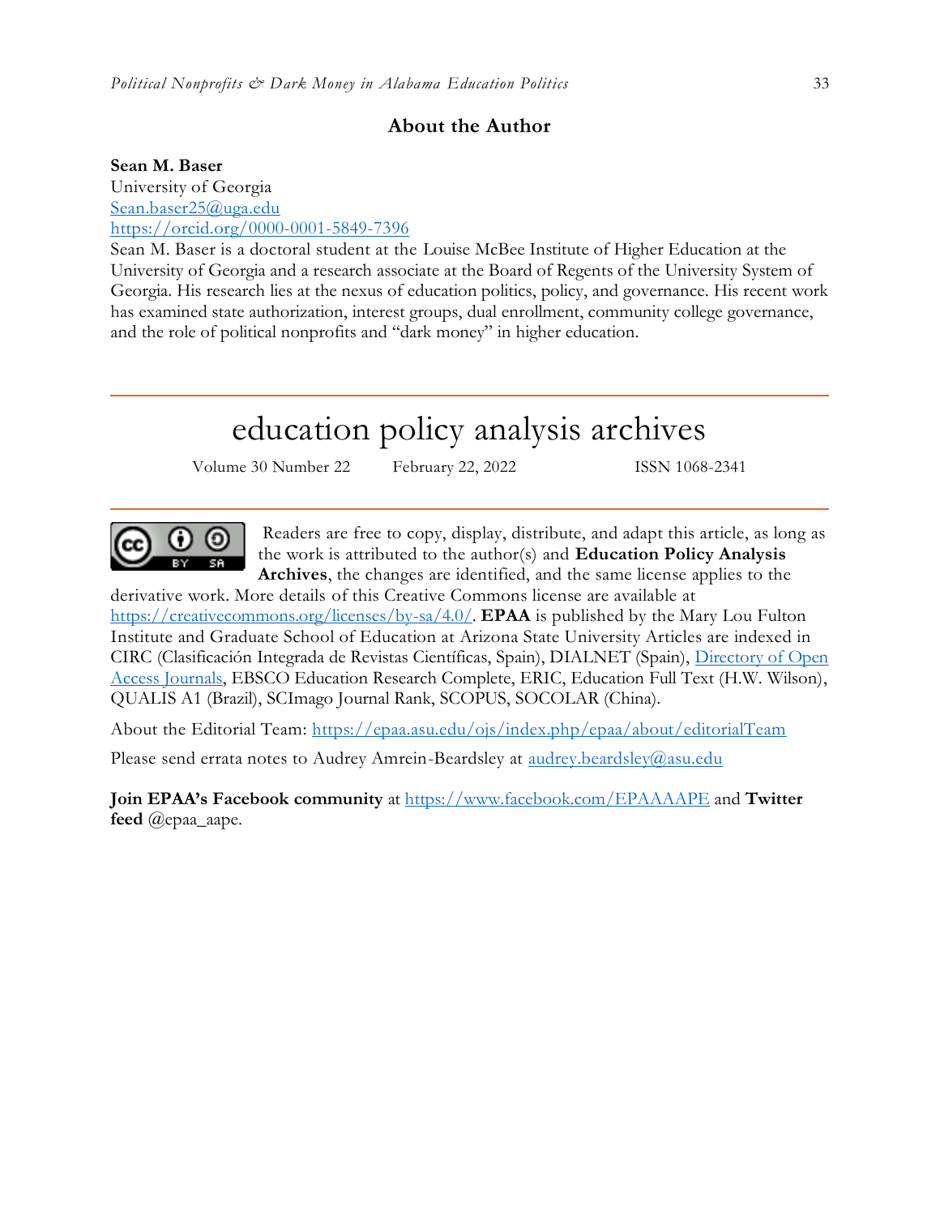## About the Author

**Sean M. Baser**
University of Georgia
Sean.baser25@uga.edu
https://orcid.org/0000-0001-5849-7396
Sean M. Baser is a doctoral student at the Louise McBee Institute of Higher Education at the University of Georgia and a research associate at the Board of Regents of the University System of Georgia. His research lies at the nexus of education politics, policy, and governance. His recent work has examined state authorization, interest groups, dual enrollment, community college governance, and the role of political nonprofits and "dark money" in higher education.

# education policy analysis archives

Volume 30 Number 22 February 22, 2022 ISSN 1068-2341

Readers are free to copy, display, distribute, and adapt this article, as long as the work is attributed to the author(s) and **Education Policy Analysis Archives**, the changes are identified, and the same license applies to the derivative work. More details of this Creative Commons license are available at https://creativecommons.org/licenses/by-sa/4.0/. **EPAA** is published by the Mary Lou Fulton Institute and Graduate School of Education at Arizona State University Articles are indexed in CIRC (Clasificación Integrada de Revistas Científicas, Spain), DIALNET (Spain), Directory of Open Access Journals, EBSCO Education Research Complete, ERIC, Education Full Text (H.W. Wilson), QUALIS A1 (Brazil), SCImago Journal Rank, SCOPUS, SOCOLAR (China).

About the Editorial Team: https://epaa.asu.edu/ojs/index.php/epaa/about/editorialTeam

Please send errata notes to Audrey Amrein-Beardsley at audrey.beardsley@asu.edu

**Join EPAA's Facebook community** at https://www.facebook.com/EPAAAAPE and **Twitter feed** @epaa_aape.